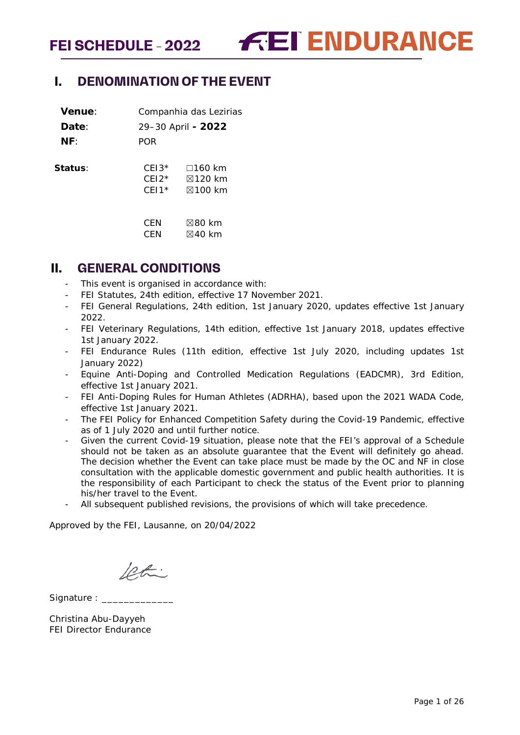# FEI SCHEDULE – 2022 — FEI ENDURANCE

## I. DENOMINATION OF THE EVENT

**Venue**: Companhia das Lezirias

**Date**: 29–30 April **- 2022**

**NF**: POR

**Status**:

| | |
|---|---|
| CEI3* | ☐160 km |
| CEI2* | ☒120 km |
| CEI1* | ☒100 km |
| CEN | ☒80 km |
| CEN | ☒40 km |

## II. GENERAL CONDITIONS

- This event is organised in accordance with:
- FEI Statutes, 24th edition, effective 17 November 2021.
- FEI General Regulations, 24th edition, 1st January 2020, updates effective 1st January 2022.
- FEI Veterinary Regulations, 14th edition, effective 1st January 2018, updates effective 1st January 2022.
- FEI Endurance Rules (11th edition, effective 1st July 2020, including updates 1st January 2022)
- Equine Anti-Doping and Controlled Medication Regulations (EADCMR), 3rd Edition, effective 1st January 2021.
- FEI Anti-Doping Rules for Human Athletes (ADRHA), based upon the 2021 WADA Code, effective 1st January 2021.
- The FEI Policy for Enhanced Competition Safety during the Covid-19 Pandemic, effective as of 1 July 2020 and until further notice.
- Given the current Covid-19 situation, please note that the FEI's approval of a Schedule should not be taken as an absolute guarantee that the Event will definitely go ahead. The decision whether the Event can take place must be made by the OC and NF in close consultation with the applicable domestic government and public health authorities. It is the responsibility of each Participant to check the status of the Event prior to planning his/her travel to the Event.
- All subsequent published revisions, the provisions of which will take precedence.

Approved by the FEI, Lausanne, on 20/04/2022

Signature : _____________

Christina Abu-Dayyeh
FEI Director Endurance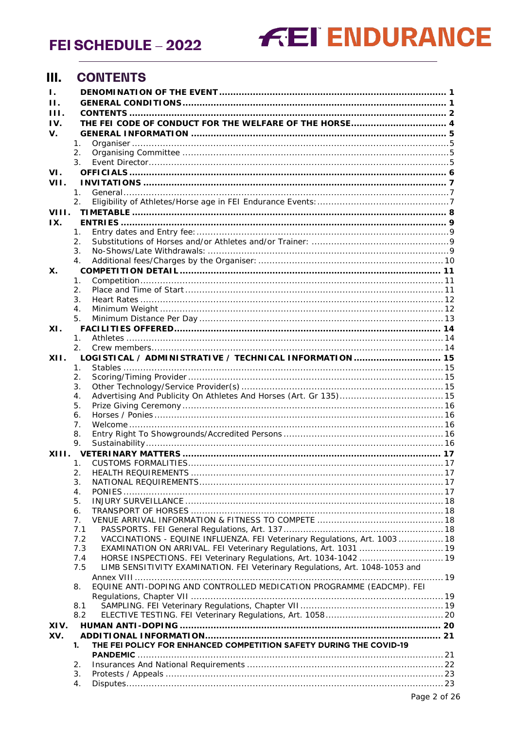# III. CONTENTS

**I. DENOMINATION OF THE EVENT ........ 1**

**II. GENERAL CONDITIONS ........ 1**

**III. CONTENTS ........ 2**

**IV. THE FEI CODE OF CONDUCT FOR THE WELFARE OF THE HORSE ........ 4**

**V. GENERAL INFORMATION ........ 5**

1. Organiser ........ 5
2. Organising Committee ........ 5
3. Event Director ........ 5

**VI. OFFICIALS ........ 6**

**VII. INVITATIONS ........ 7**

1. General ........ 7
2. Eligibility of Athletes/Horse age in FEI Endurance Events: ........ 7

**VIII. TIMETABLE ........ 8**

**IX. ENTRIES ........ 9**

1. Entry dates and Entry fee: ........ 9
2. Substitutions of Horses and/or Athletes and/or Trainer: ........ 9
3. No-Shows/Late Withdrawals: ........ 9
4. Additional fees/Charges by the Organiser: ........ 10

**X. COMPETITION DETAIL ........ 11**

1. Competition ........ 11
2. Place and Time of Start ........ 11
3. Heart Rates ........ 12
4. Minimum Weight ........ 12
5. Minimum Distance Per Day ........ 13

**XI. FACILITIES OFFERED ........ 14**

1. Athletes ........ 14
2. Crew members ........ 14

**XII. LOGISTICAL / ADMINISTRATIVE / TECHNICAL INFORMATION ........ 15**

1. Stables ........ 15
2. Scoring/Timing Provider ........ 15
3. Other Technology/Service Provider(s) ........ 15
4. Advertising And Publicity On Athletes And Horses (Art. Gr 135) ........ 15
5. Prize Giving Ceremony ........ 16
6. Horses / Ponies ........ 16
7. Welcome ........ 16
8. Entry Right To Showgrounds/Accredited Persons ........ 16
9. Sustainability ........ 16

**XIII. VETERINARY MATTERS ........ 17**

1. CUSTOMS FORMALITIES ........ 17
2. HEALTH REQUIREMENTS ........ 17
3. NATIONAL REQUIREMENTS ........ 17
4. PONIES ........ 17
5. INJURY SURVEILLANCE ........ 18
6. TRANSPORT OF HORSES ........ 18
7. VENUE ARRIVAL INFORMATION & FITNESS TO COMPETE ........ 18
   - 7.1 PASSPORTS. FEI General Regulations, Art. 137 ........ 18
   - 7.2 VACCINATIONS - EQUINE INFLUENZA. FEI Veterinary Regulations, Art. 1003 ........ 18
   - 7.3 EXAMINATION ON ARRIVAL. FEI Veterinary Regulations, Art. 1031 ........ 19
   - 7.4 HORSE INSPECTIONS. FEI Veterinary Regulations, Art. 1034-1042 ........ 19
   - 7.5 LIMB SENSITIVITY EXAMINATION. FEI Veterinary Regulations, Art. 1048-1053 and Annex VIII ........ 19
8. EQUINE ANTI-DOPING AND CONTROLLED MEDICATION PROGRAMME (EADCMP). FEI Regulations, Chapter VII ........ 19
   - 8.1 SAMPLING. FEI Veterinary Regulations, Chapter VII ........ 19
   - 8.2 ELECTIVE TESTING. FEI Veterinary Regulations, Art. 1058 ........ 20

**XIV. HUMAN ANTI-DOPING ........ 20**

**XV. ADDITIONAL INFORMATION ........ 21**

1. **THE FEI POLICY FOR ENHANCED COMPETITION SAFETY DURING THE COVID-19 PANDEMIC** ........ 21
2. Insurances And National Requirements ........ 22
3. Protests / Appeals ........ 23
4. Disputes ........ 23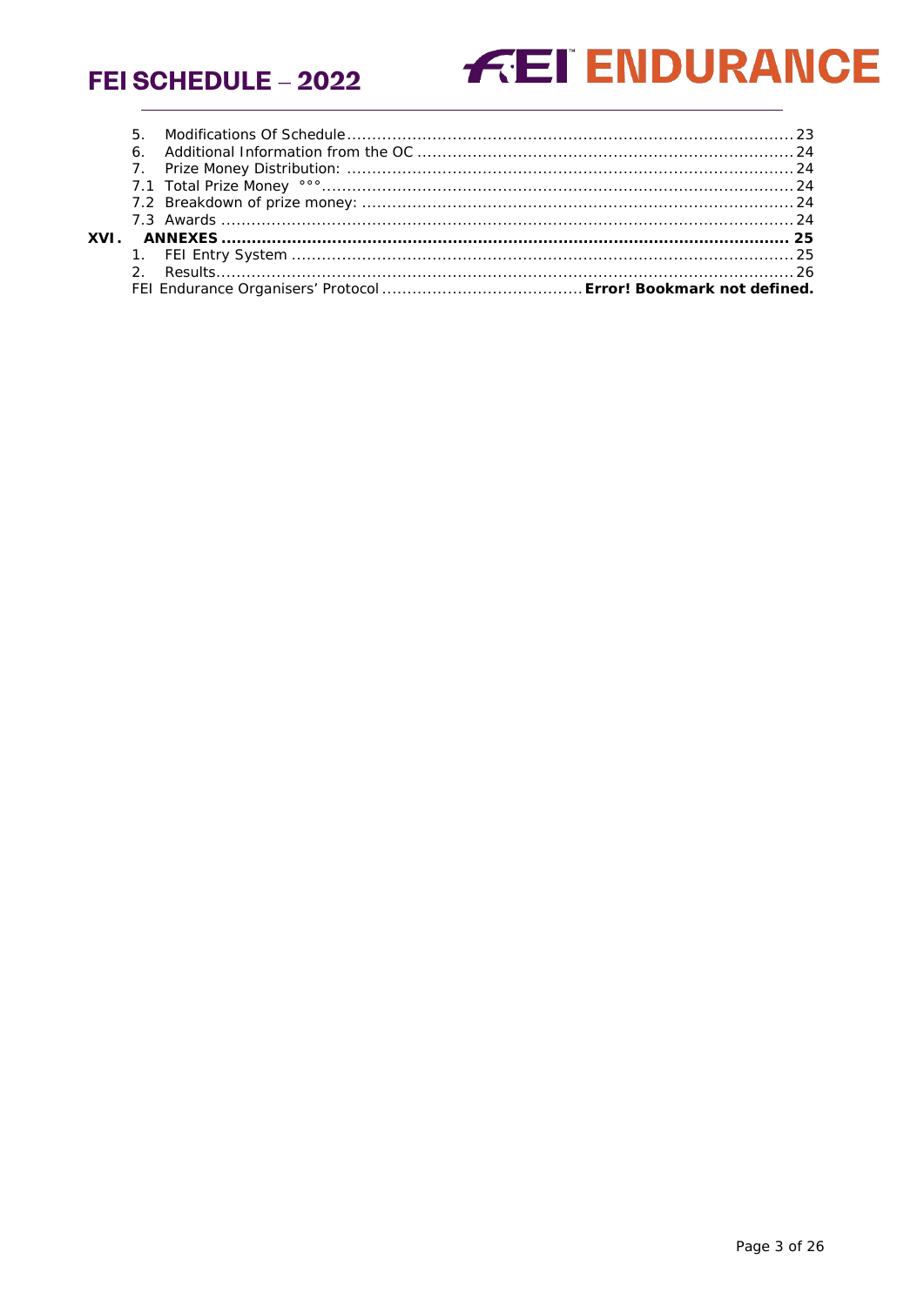5. Modifications Of Schedule ........................................................................................ 23
6. Additional Information from the OC ........................................................................... 24
7. Prize Money Distribution: ......................................................................................... 24
7.1 Total Prize Money °°° ............................................................................................... 24
7.2 Breakdown of prize money: ...................................................................................... 24
7.3 Awards .................................................................................................................. 24

**XVI. ANNEXES .................................................................................................................. 25**

1. FEI Entry System .................................................................................................... 25
2. Results .................................................................................................................... 26

FEI Endurance Organisers' Protocol ........................................ **Error! Bookmark not defined.**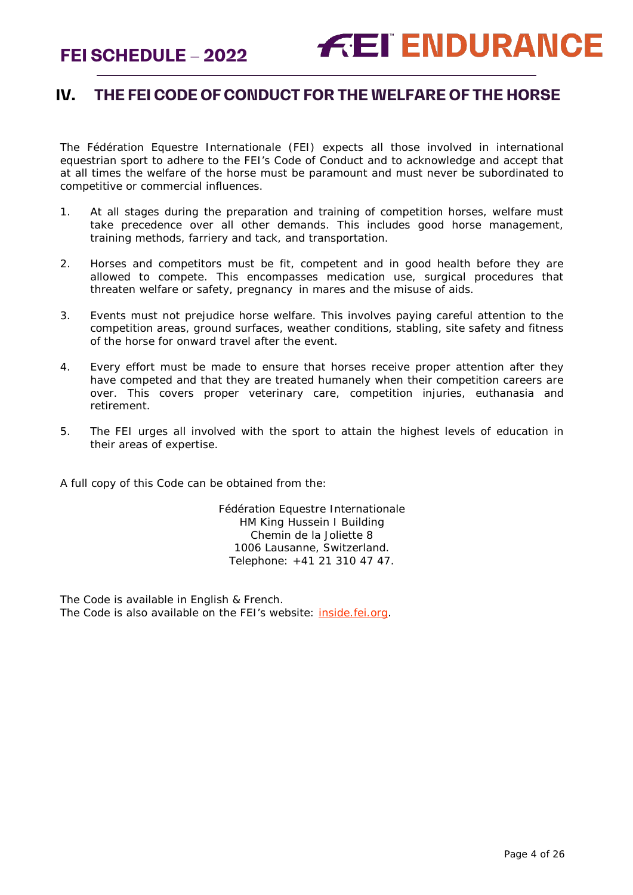## IV. THE FEI CODE OF CONDUCT FOR THE WELFARE OF THE HORSE

The Fédération Equestre Internationale (FEI) expects all those involved in international equestrian sport to adhere to the FEI's Code of Conduct and to acknowledge and accept that at all times the welfare of the horse must be paramount and must never be subordinated to competitive or commercial influences.

1. At all stages during the preparation and training of competition horses, welfare must take precedence over all other demands. This includes good horse management, training methods, farriery and tack, and transportation.

2. Horses and competitors must be fit, competent and in good health before they are allowed to compete. This encompasses medication use, surgical procedures that threaten welfare or safety, pregnancy in mares and the misuse of aids.

3. Events must not prejudice horse welfare. This involves paying careful attention to the competition areas, ground surfaces, weather conditions, stabling, site safety and fitness of the horse for onward travel after the event.

4. Every effort must be made to ensure that horses receive proper attention after they have competed and that they are treated humanely when their competition careers are over. This covers proper veterinary care, competition injuries, euthanasia and retirement.

5. The FEI urges all involved with the sport to attain the highest levels of education in their areas of expertise.

A full copy of this Code can be obtained from the:

Fédération Equestre Internationale
HM King Hussein I Building
Chemin de la Joliette 8
1006 Lausanne, Switzerland.
Telephone: +41 21 310 47 47.

The Code is available in English & French.
The Code is also available on the FEI's website: inside.fei.org.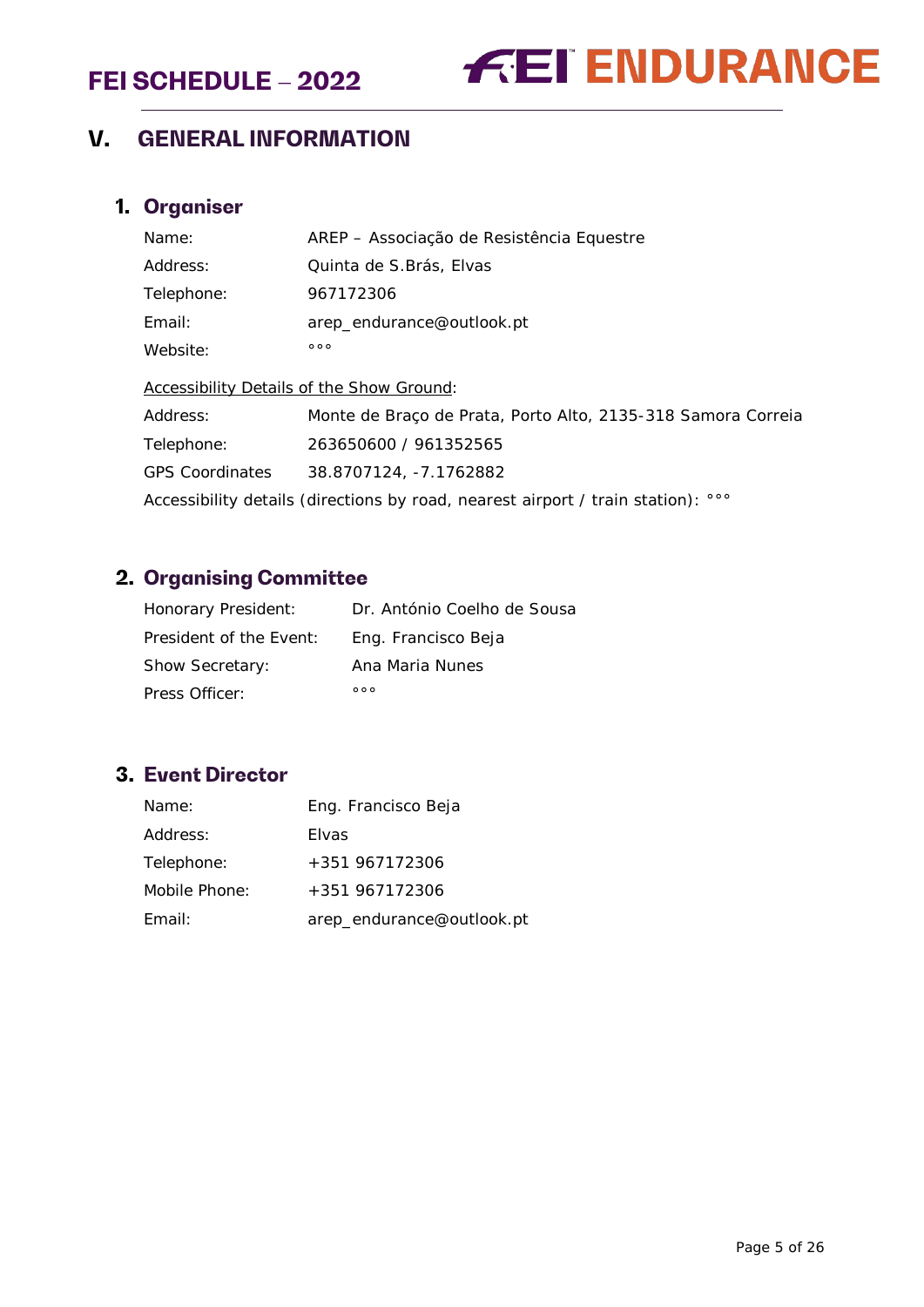# V. GENERAL INFORMATION

## 1. Organiser

Name: AREP – Associação de Resistência Equestre

Address: Quinta de S.Brás, Elvas

Telephone: 967172306

Email: arep_endurance@outlook.pt

Website: °°°

Accessibility Details of the Show Ground:

Address: Monte de Braço de Prata, Porto Alto, 2135-318 Samora Correia

Telephone: 263650600 / 961352565

GPS Coordinates 38.8707124, -7.1762882

Accessibility details (directions by road, nearest airport / train station): °°°

## 2. Organising Committee

Honorary President: Dr. António Coelho de Sousa

President of the Event: Eng. Francisco Beja

Show Secretary: Ana Maria Nunes

Press Officer: °°°

## 3. Event Director

Name: Eng. Francisco Beja

Address: Elvas

Telephone: +351 967172306

Mobile Phone: +351 967172306

Email: arep_endurance@outlook.pt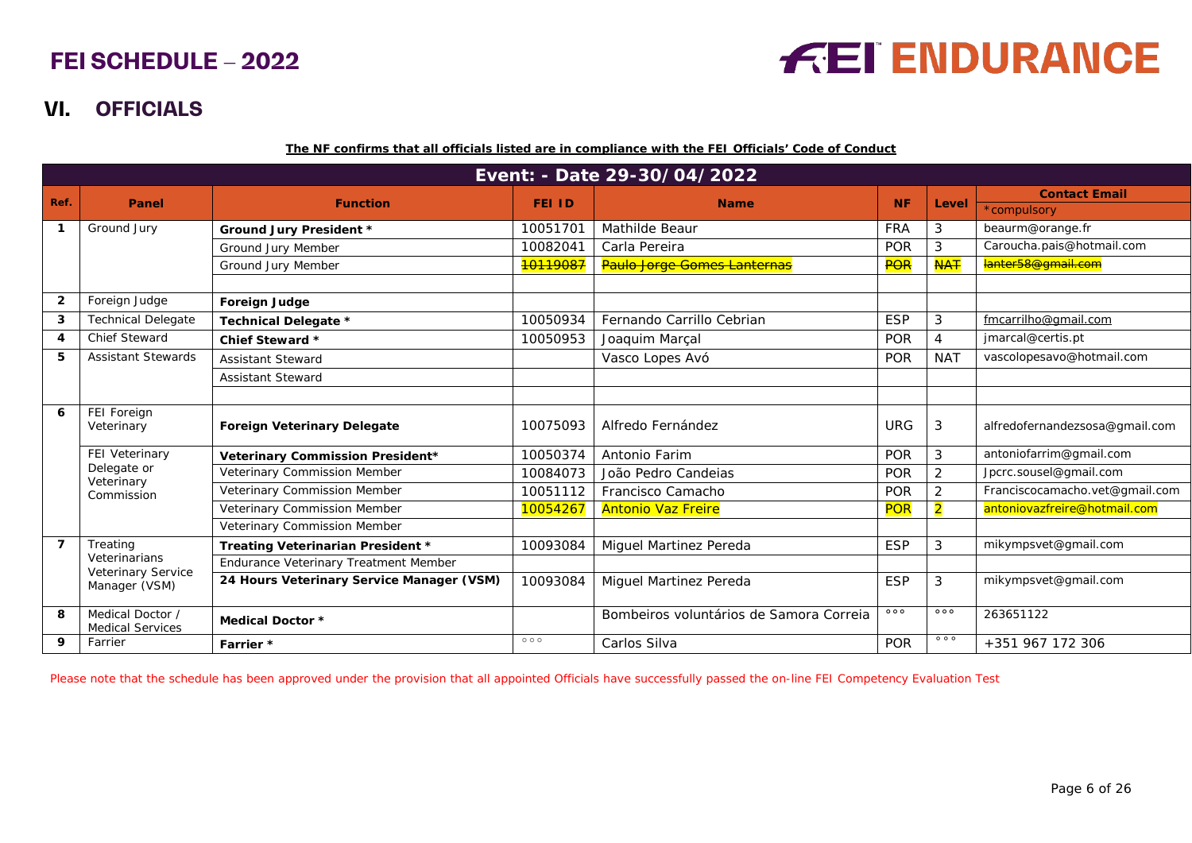# VI. OFFICIALS

**The NF confirms that all officials listed are in compliance with the FEI Officials' Code of Conduct**

| Event: - Date 29-30/04/2022 | | | | | | | |
|---|---|---|---|---|---|---|---|
| **Ref.** | **Panel** | **Function** | **FEI ID** | **Name** | **NF** | **Level** | **Contact Email** *compulsory |
| 1 | Ground Jury | **Ground Jury President *** | 10051701 | Mathilde Beaur | FRA | 3 | beaurm@orange.fr |
| | | Ground Jury Member | 10082041 | Carla Pereira | POR | 3 | Caroucha.pais@hotmail.com |
| | | Ground Jury Member | ~~10119087~~ | ~~Paulo Jorge Gomes Lanternas~~ | ~~POR~~ | ~~NAT~~ | ~~lanter58@gmail.com~~ |
| | | | | | | | |
| 2 | Foreign Judge | **Foreign Judge** | | | | | |
| 3 | Technical Delegate | **Technical Delegate *** | 10050934 | Fernando Carrillo Cebrian | ESP | 3 | fmcarrilho@gmail.com |
| 4 | Chief Steward | **Chief Steward *** | 10050953 | Joaquim Marçal | POR | 4 | jmarcal@certis.pt |
| 5 | Assistant Stewards | Assistant Steward | | Vasco Lopes Avó | POR | NAT | vascolopesavo@hotmail.com |
| | | Assistant Steward | | | | | |
| | | | | | | | |
| 6 | FEI Foreign Veterinary | **Foreign Veterinary Delegate** | 10075093 | Alfredo Fernández | URG | 3 | alfredofernandezsosa@gmail.com |
| | FEI Veterinary Delegate or Veterinary Commission | **Veterinary Commission President*** | 10050374 | Antonio Farim | POR | 3 | antoniofarrim@gmail.com |
| | | Veterinary Commission Member | 10084073 | João Pedro Candeias | POR | 2 | Jpcrc.sousel@gmail.com |
| | | Veterinary Commission Member | 10051112 | Francisco Camacho | POR | 2 | Franciscocamacho.vet@gmail.com |
| | | Veterinary Commission Member | 10054267 | Antonio Vaz Freire | POR | 2 | antoniovazfreire@hotmail.com |
| | | Veterinary Commission Member | | | | | |
| 7 | Treating Veterinarians Veterinary Service Manager (VSM) | **Treating Veterinarian President *** | 10093084 | Miguel Martinez Pereda | ESP | 3 | mikympsvet@gmail.com |
| | | Endurance Veterinary Treatment Member | | | | | |
| | | **24 Hours Veterinary Service Manager (VSM)** | 10093084 | Miguel Martinez Pereda | ESP | 3 | mikympsvet@gmail.com |
| 8 | Medical Doctor / Medical Services | **Medical Doctor *** | | Bombeiros voluntários de Samora Correia | °°° | °°° | 263651122 |
| 9 | Farrier | **Farrier *** | °°° | Carlos Silva | POR | °°° | +351 967 172 306 |

Please note that the schedule has been approved under the provision that all appointed Officials have successfully passed the on-line FEI Competency Evaluation Test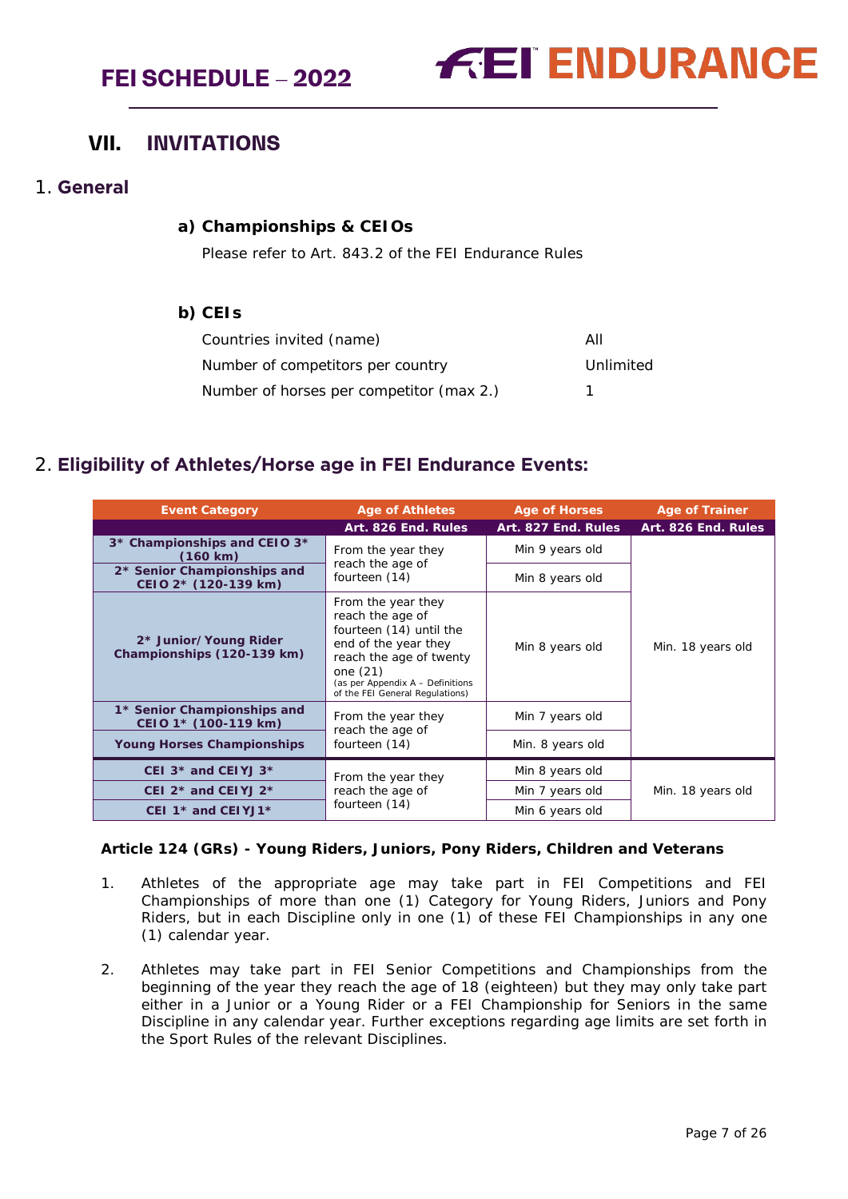# VII. INVITATIONS

## 1. General

### a) Championships & CEIOs

Please refer to Art. 843.2 of the FEI Endurance Rules

### b) CEIs

| | |
|---|---|
| Countries invited (name) | All |
| Number of competitors per country | Unlimited |
| Number of horses per competitor (max 2.) | 1 |

## 2. Eligibility of Athletes/Horse age in FEI Endurance Events:

| Event Category | Age of Athletes | Age of Horses | Age of Trainer |
|---|---|---|---|
| | Art. 826 End. Rules | Art. 827 End. Rules | Art. 826 End. Rules |
| 3* Championships and CEIO 3* (160 km) | From the year they reach the age of fourteen (14) | Min 9 years old | Min. 18 years old |
| 2* Senior Championships and CEIO 2* (120-139 km) | | Min 8 years old | |
| 2* Junior/Young Rider Championships (120-139 km) | From the year they reach the age of fourteen (14) until the end of the year they reach the age of twenty one (21) (as per Appendix A – Definitions of the FEI General Regulations) | Min 8 years old | |
| 1* Senior Championships and CEIO 1* (100-119 km) | From the year they reach the age of fourteen (14) | Min 7 years old | |
| Young Horses Championships | | Min. 8 years old | |
| CEI 3* and CEIYJ 3* | From the year they reach the age of fourteen (14) | Min 8 years old | Min. 18 years old |
| CEI 2* and CEIYJ 2* | | Min 7 years old | |
| CEI 1* and CEIYJ1* | | Min 6 years old | |

**Article 124 (GRs) - Young Riders, Juniors, Pony Riders, Children and Veterans**

1. Athletes of the appropriate age may take part in FEI Competitions and FEI Championships of more than one (1) Category for Young Riders, Juniors and Pony Riders, but in each Discipline only in one (1) of these FEI Championships in any one (1) calendar year.

2. Athletes may take part in FEI Senior Competitions and Championships from the beginning of the year they reach the age of 18 (eighteen) but they may only take part either in a Junior or a Young Rider or a FEI Championship for Seniors in the same Discipline in any calendar year. Further exceptions regarding age limits are set forth in the Sport Rules of the relevant Disciplines.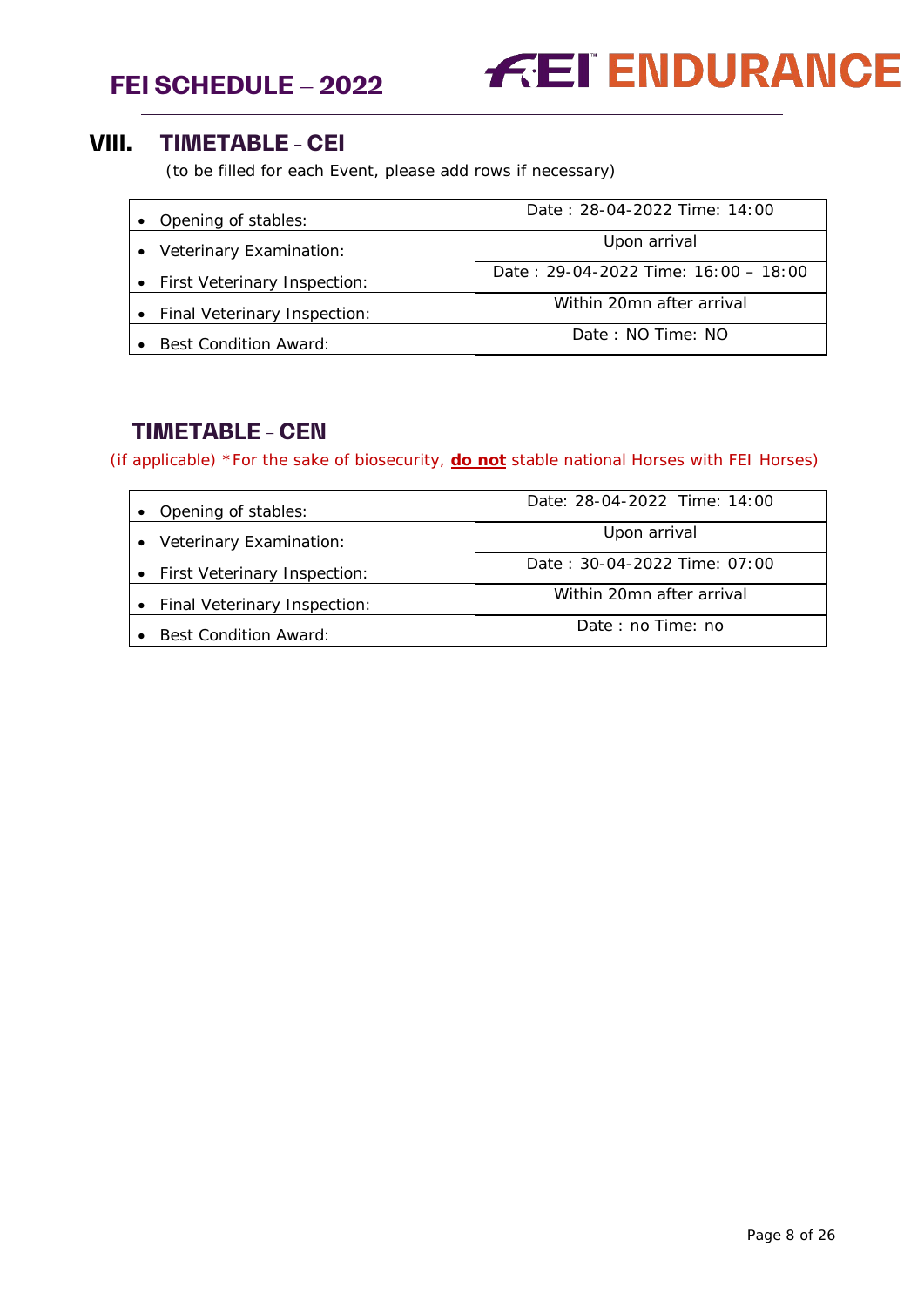## VIII. TIMETABLE – CEI

(to be filled for each Event, please add rows if necessary)

| | |
|---|---|
| • Opening of stables: | Date : 28-04-2022 Time: 14:00 |
| • Veterinary Examination: | Upon arrival |
| • First Veterinary Inspection: | Date : 29-04-2022 Time: 16:00 – 18:00 |
| • Final Veterinary Inspection: | Within 20mn after arrival |
| • Best Condition Award: | Date : NO Time: NO |

## TIMETABLE – CEN

(if applicable) *For the sake of biosecurity, **do not** stable national Horses with FEI Horses)

| | |
|---|---|
| • Opening of stables: | Date: 28-04-2022 Time: 14:00 |
| • Veterinary Examination: | Upon arrival |
| • First Veterinary Inspection: | Date : 30-04-2022 Time: 07:00 |
| • Final Veterinary Inspection: | Within 20mn after arrival |
| • Best Condition Award: | Date : no Time: no |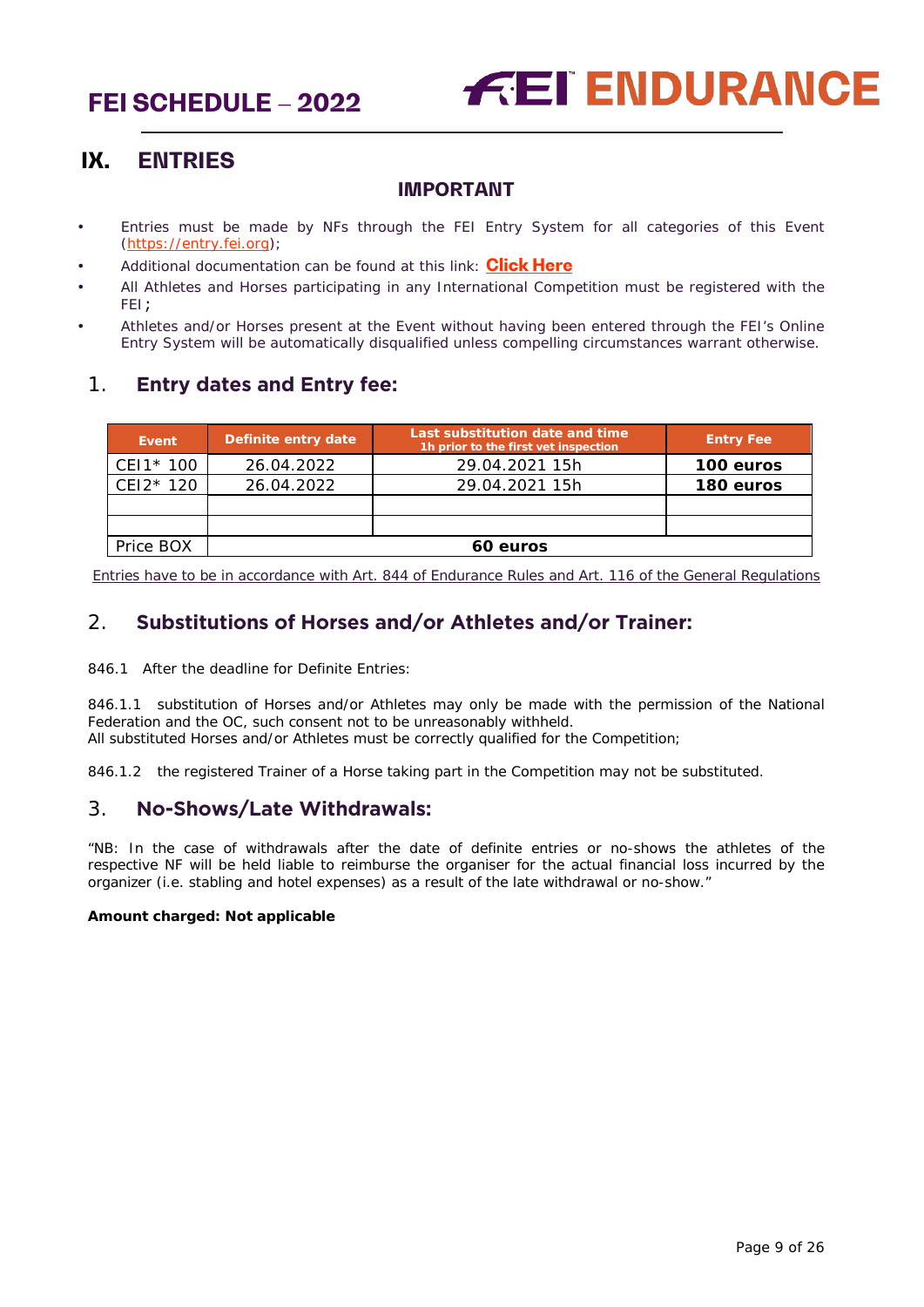## IX. ENTRIES

### IMPORTANT

- Entries must be made by NFs through the FEI Entry System for all categories of this Event (https://entry.fei.org);
- Additional documentation can be found at this link: **Click Here**
- All Athletes and Horses participating in any International Competition must be registered with the FEI;
- Athletes and/or Horses present at the Event without having been entered through the FEI's Online Entry System will be automatically disqualified unless compelling circumstances warrant otherwise.

### 1. Entry dates and Entry fee:

| Event | Definite entry date | Last substitution date and time<br>1h prior to the first vet inspection | Entry Fee |
|---|---|---|---|
| CEI1* 100 | 26.04.2022 | 29.04.2021 15h | **100 euros** |
| CEI2* 120 | 26.04.2022 | 29.04.2021 15h | **180 euros** |
| | | | |
| | | | |
| Price BOX | **60 euros** | | |

Entries have to be in accordance with Art. 844 of Endurance Rules and Art. 116 of the General Regulations

### 2. Substitutions of Horses and/or Athletes and/or Trainer:

846.1 After the deadline for Definite Entries:

846.1.1 substitution of Horses and/or Athletes may only be made with the permission of the National Federation and the OC, such consent not to be unreasonably withheld.
All substituted Horses and/or Athletes must be correctly qualified for the Competition;

846.1.2 the registered Trainer of a Horse taking part in the Competition may not be substituted.

### 3. No-Shows/Late Withdrawals:

"NB: In the case of withdrawals after the date of definite entries or no-shows the athletes of the respective NF will be held liable to reimburse the organiser for the actual financial loss incurred by the organizer (i.e. stabling and hotel expenses) as a result of the late withdrawal or no-show."

**Amount charged: Not applicable**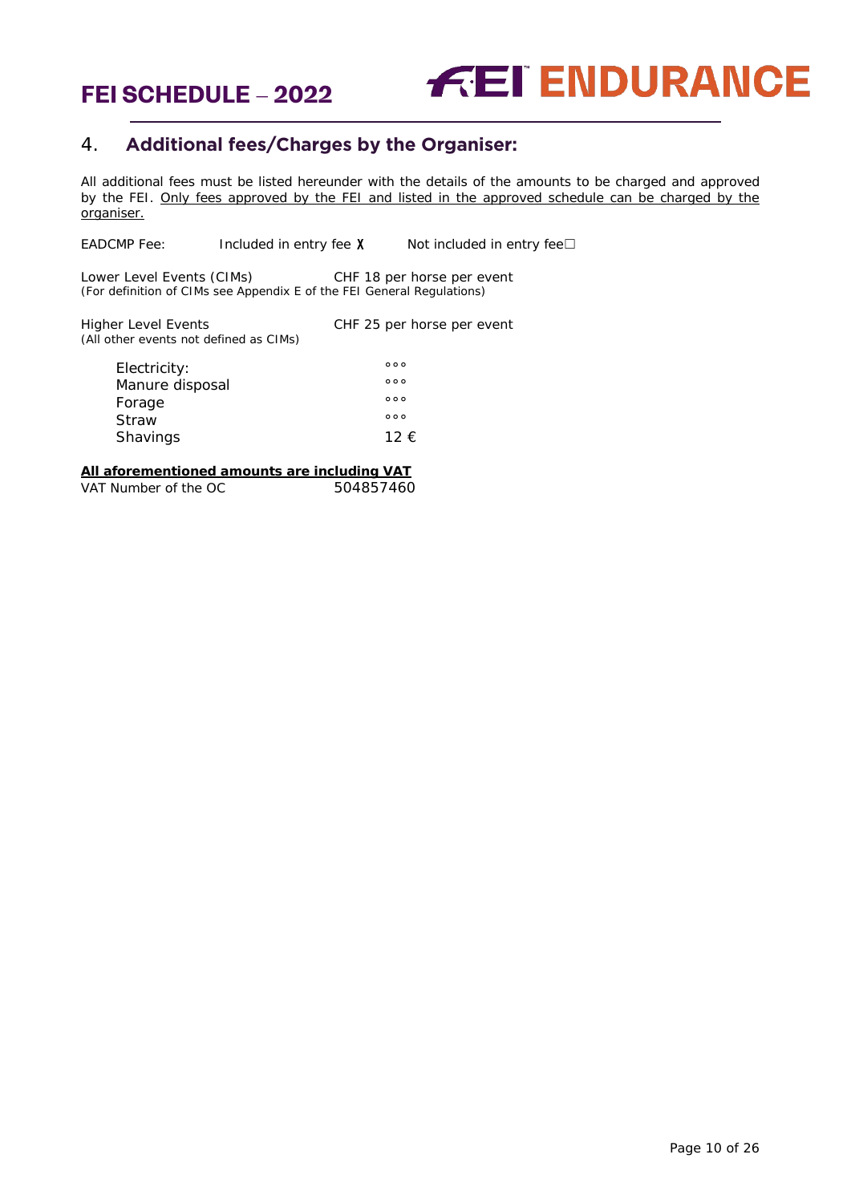## 4. Additional fees/Charges by the Organiser:

All additional fees must be listed hereunder with the details of the amounts to be charged and approved by the FEI. Only fees approved by the FEI and listed in the approved schedule can be charged by the organiser.

EADCMP Fee: Included in entry fee X Not included in entry fee☐

Lower Level Events (CIMs) CHF 18 per horse per event
(For definition of CIMs see Appendix E of the FEI General Regulations)

Higher Level Events CHF 25 per horse per event
(All other events not defined as CIMs)

| | |
|---|---|
| Electricity: | ooo |
| Manure disposal | ooo |
| Forage | ooo |
| Straw | ooo |
| Shavings | 12 € |

**All aforementioned amounts are including VAT**
VAT Number of the OC 504857460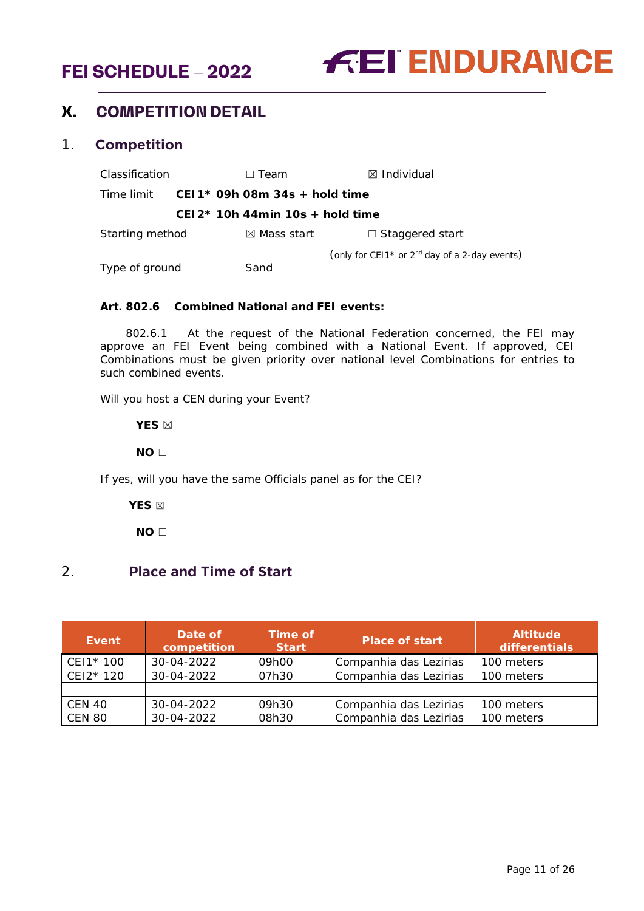# X. COMPETITION DETAIL

## 1. Competition

Classification ☐ Team ☒ Individual

Time limit **CEI 1* 09h 08m 34s + hold time**

**CEI 2* 10h 44min 10s + hold time**

Starting method ☒ Mass start ☐ Staggered start

(only for CEI1* or 2nd day of a 2-day events)

Type of ground Sand

**Art. 802.6 Combined National and FEI events:**

802.6.1 At the request of the National Federation concerned, the FEI may approve an FEI Event being combined with a National Event. If approved, CEI Combinations must be given priority over national level Combinations for entries to such combined events.

Will you host a CEN during your Event?

**YES** ☒

**NO** ☐

If yes, will you have the same Officials panel as for the CEI?

**YES** ☒

**NO** ☐

## 2. Place and Time of Start

| Event | Date of competition | Time of Start | Place of start | Altitude differentials |
|---|---|---|---|---|
| CEI1* 100 | 30-04-2022 | 09h00 | Companhia das Lezirias | 100 meters |
| CEI2* 120 | 30-04-2022 | 07h30 | Companhia das Lezirias | 100 meters |
| | | | | |
| CEN 40 | 30-04-2022 | 09h30 | Companhia das Lezirias | 100 meters |
| CEN 80 | 30-04-2022 | 08h30 | Companhia das Lezirias | 100 meters |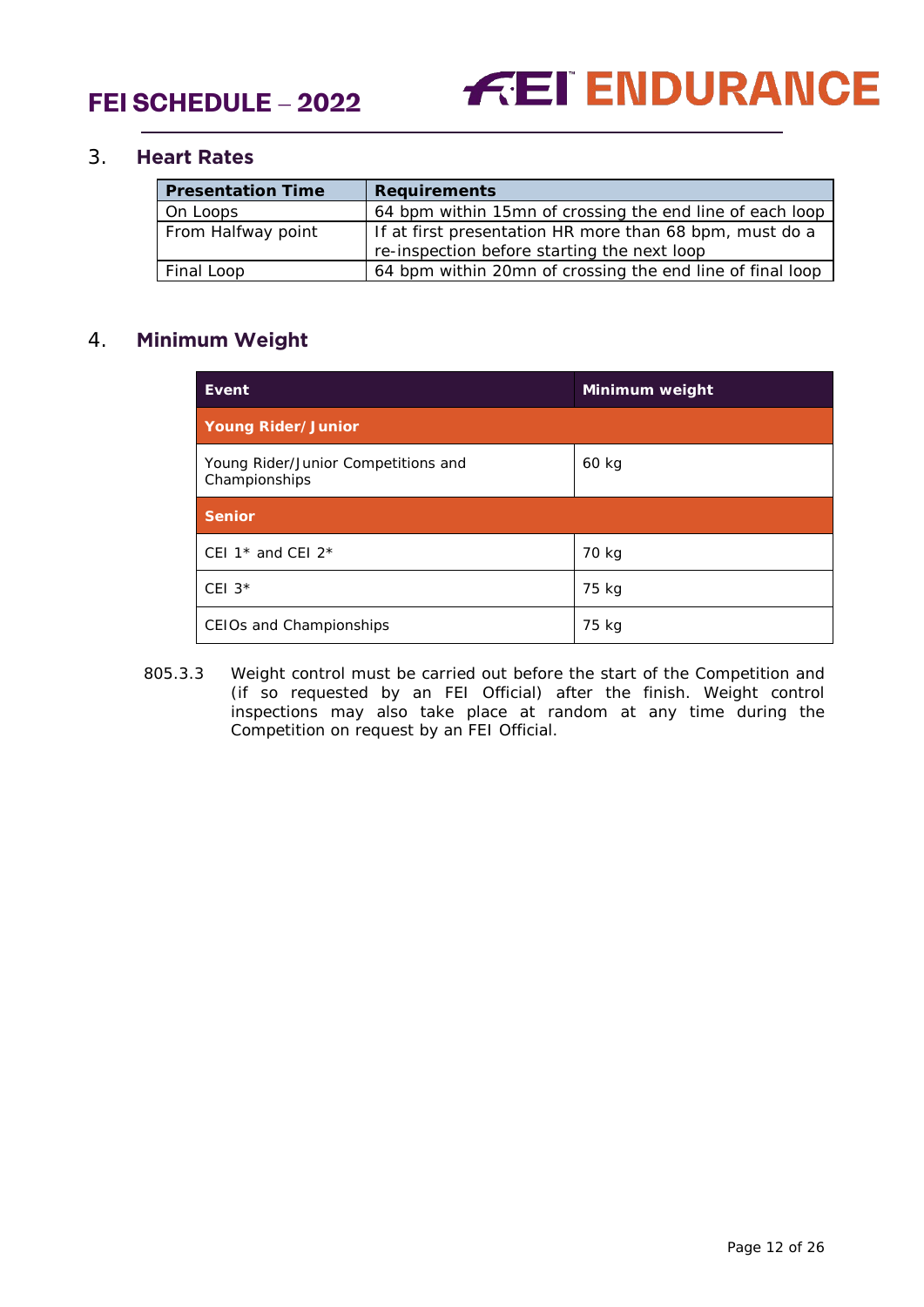## 3. Heart Rates

| Presentation Time | Requirements |
|---|---|
| On Loops | 64 bpm within 15mn of crossing the end line of each loop |
| From Halfway point | If at first presentation HR more than 68 bpm, must do a re-inspection before starting the next loop |
| Final Loop | 64 bpm within 20mn of crossing the end line of final loop |

## 4. Minimum Weight

| Event | Minimum weight |
|---|---|
| **Young Rider/Junior** | |
| Young Rider/Junior Competitions and Championships | 60 kg |
| **Senior** | |
| CEI 1* and CEI 2* | 70 kg |
| CEI 3* | 75 kg |
| CEIOs and Championships | 75 kg |

805.3.3 Weight control must be carried out before the start of the Competition and (if so requested by an FEI Official) after the finish. Weight control inspections may also take place at random at any time during the Competition on request by an FEI Official.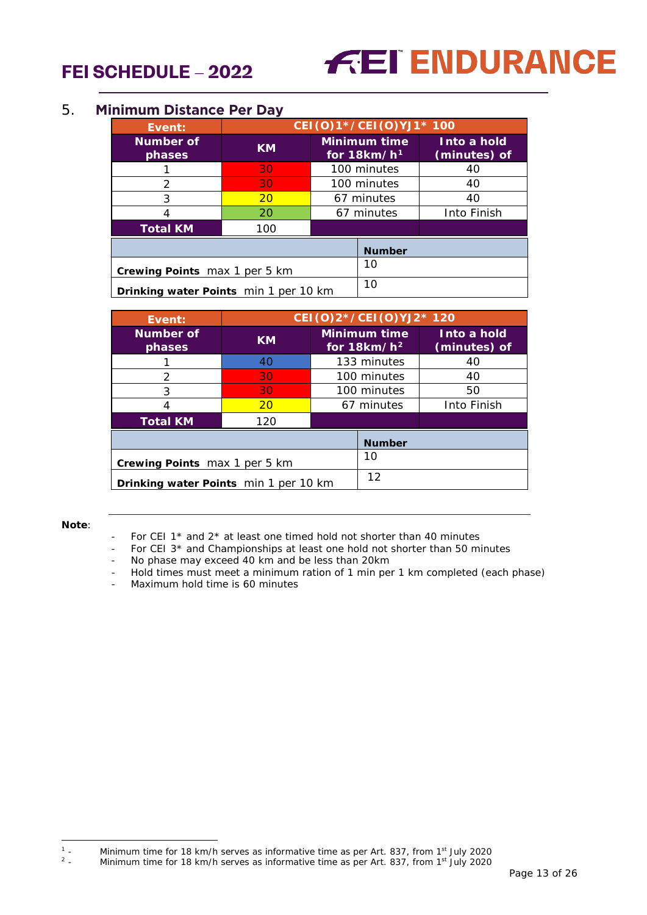## 5. Minimum Distance Per Day

| Event: | CEI(O)1*/CEI(O)YJ1* 100 | | |
|---|---|---|---|
| **Number of phases** | **KM** | **Minimum time for 18km/h**[1] | **Into a hold (minutes) of** |
| 1 | 30 | 100 minutes | 40 |
| 2 | 30 | 100 minutes | 40 |
| 3 | 20 | 67 minutes | 40 |
| 4 | 20 | 67 minutes | Into Finish |
| **Total KM** | 100 | | |

| | **Number** |
|---|---|
| **Crewing Points** max 1 per 5 km | 10 |
| **Drinking water Points** min 1 per 10 km | 10 |

| Event: | CEI(O)2*/CEI(O)YJ2* 120 | | |
|---|---|---|---|
| **Number of phases** | **KM** | **Minimum time for 18km/h**[2] | **Into a hold (minutes) of** |
| 1 | 40 | 133 minutes | 40 |
| 2 | 30 | 100 minutes | 40 |
| 3 | 30 | 100 minutes | 50 |
| 4 | 20 | 67 minutes | Into Finish |
| **Total KM** | 120 | | |

| | **Number** |
|---|---|
| **Crewing Points** max 1 per 5 km | 10 |
| **Drinking water Points** min 1 per 10 km | 12 |

**Note**:

- For CEI 1* and 2* at least one timed hold not shorter than 40 minutes
- For CEI 3* and Championships at least one hold not shorter than 50 minutes
- No phase may exceed 40 km and be less than 20km
- Hold times must meet a minimum ration of 1 min per 1 km completed (each phase)
- Maximum hold time is 60 minutes

[1] - Minimum time for 18 km/h serves as informative time as per Art. 837, from 1st July 2020

[2] - Minimum time for 18 km/h serves as informative time as per Art. 837, from 1st July 2020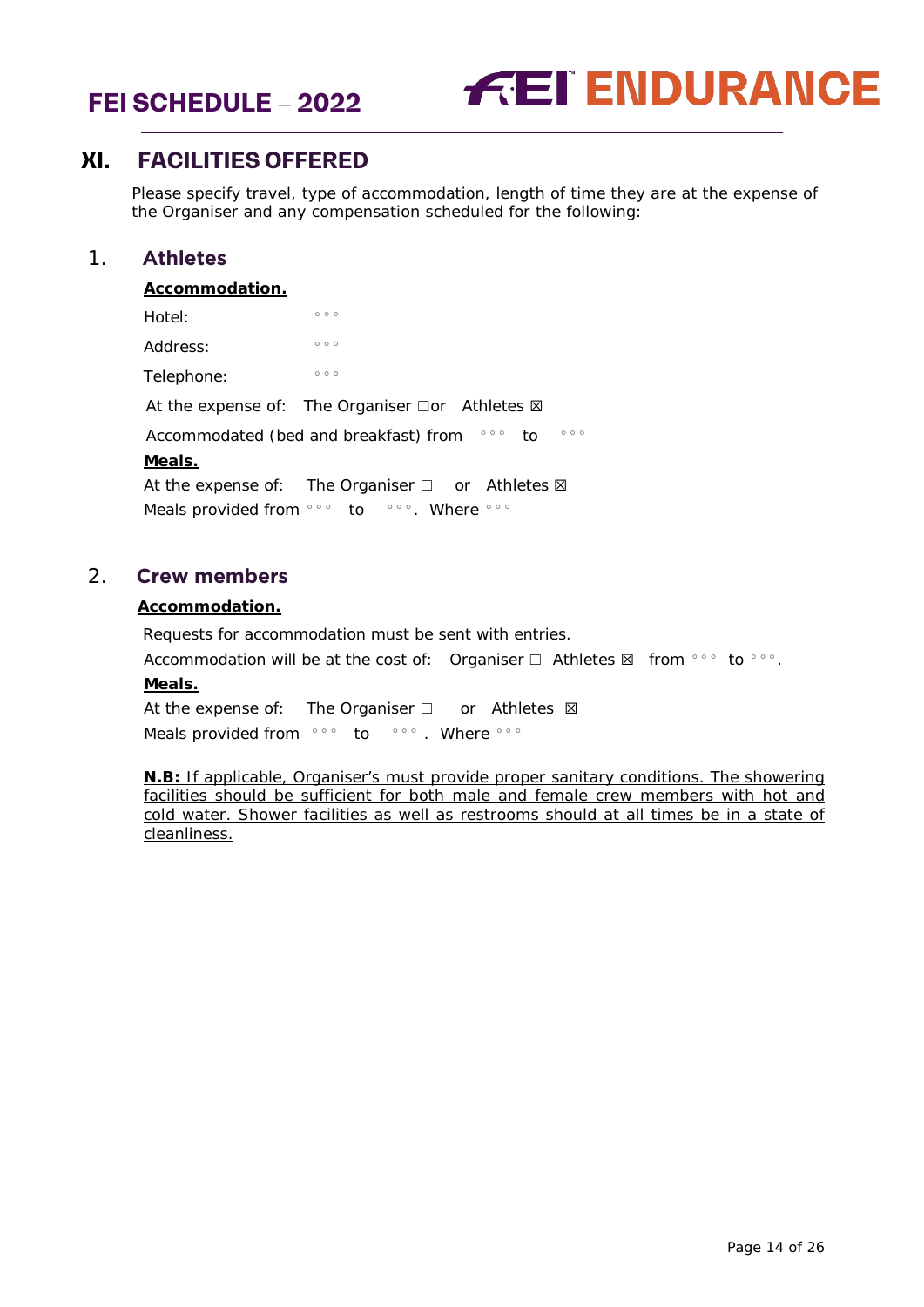## XI. FACILITIES OFFERED

Please specify travel, type of accommodation, length of time they are at the expense of the Organiser and any compensation scheduled for the following:

### 1. Athletes

**Accommodation.**

Hotel: °°°

Address: °°°

Telephone: °°°

At the expense of: The Organiser ☐or Athletes ☒

Accommodated (bed and breakfast) from °°° to °°°

**Meals.**

At the expense of: The Organiser ☐ or Athletes ☒

Meals provided from °°° to °°°. Where °°°

### 2. Crew members

**Accommodation.**

Requests for accommodation must be sent with entries.

Accommodation will be at the cost of: Organiser ☐ Athletes ☒ from °°° to °°°.

**Meals.**

At the expense of: The Organiser ☐ or Athletes ☒

Meals provided from °°° to °°° . Where °°°

**N.B:** If applicable, Organiser's must provide proper sanitary conditions. The showering facilities should be sufficient for both male and female crew members with hot and cold water. Shower facilities as well as restrooms should at all times be in a state of cleanliness.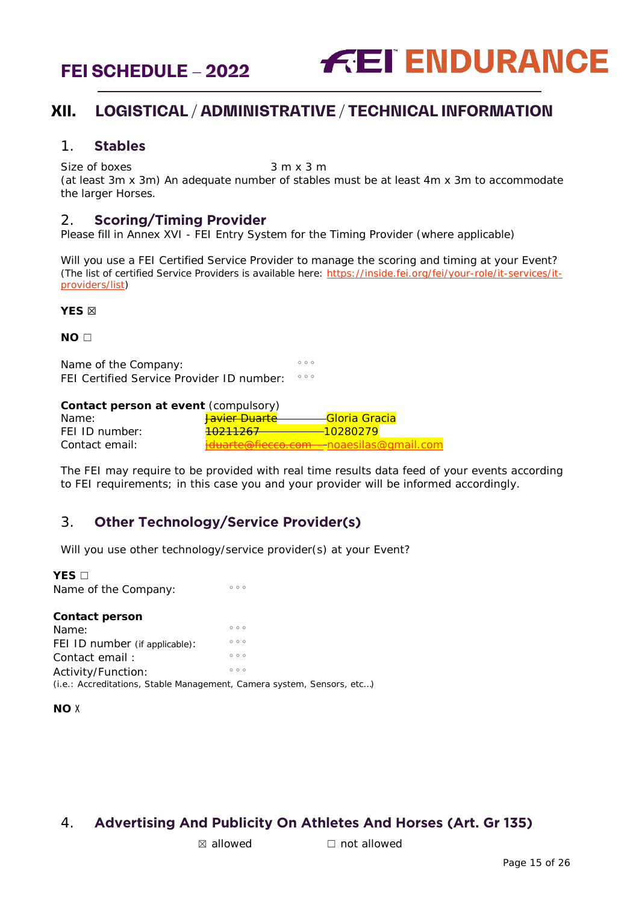## XII. LOGISTICAL / ADMINISTRATIVE / TECHNICAL INFORMATION

### 1. Stables

Size of boxes 3 m x 3 m
(at least 3m x 3m) An adequate number of stables must be at least 4m x 3m to accommodate the larger Horses.

### 2. Scoring/Timing Provider

Please fill in Annex XVI - FEI Entry System for the Timing Provider (where applicable)

Will you use a FEI Certified Service Provider to manage the scoring and timing at your Event?
(The list of certified Service Providers is available here: https://inside.fei.org/fei/your-role/it-services/it-providers/list)

**YES** ☒

**NO** ☐

Name of the Company: ◦◦◦
FEI Certified Service Provider ID number: ◦◦◦

**Contact person at event** (compulsory)

| | |
|---|---|
| Name: | ~~Javier Duarte~~ Gloria Gracia |
| FEI ID number: | ~~10211267~~ 10280279 |
| Contact email: | ~~jduarte@fiecco.com~~ noaesilas@gmail.com |

The FEI may require to be provided with real time results data feed of your events according to FEI requirements; in this case you and your provider will be informed accordingly.

### 3. Other Technology/Service Provider(s)

Will you use other technology/service provider(s) at your Event?

**YES** ☐
Name of the Company: ◦◦◦

**Contact person**
Name: ◦◦◦
FEI ID number (if applicable): ◦◦◦
Contact email : ◦◦◦
Activity/Function: ◦◦◦
(i.e.: Accreditations, Stable Management, Camera system, Sensors, etc…)

**NO** X

### 4. Advertising And Publicity On Athletes And Horses (Art. Gr 135)

☒ allowed ☐ not allowed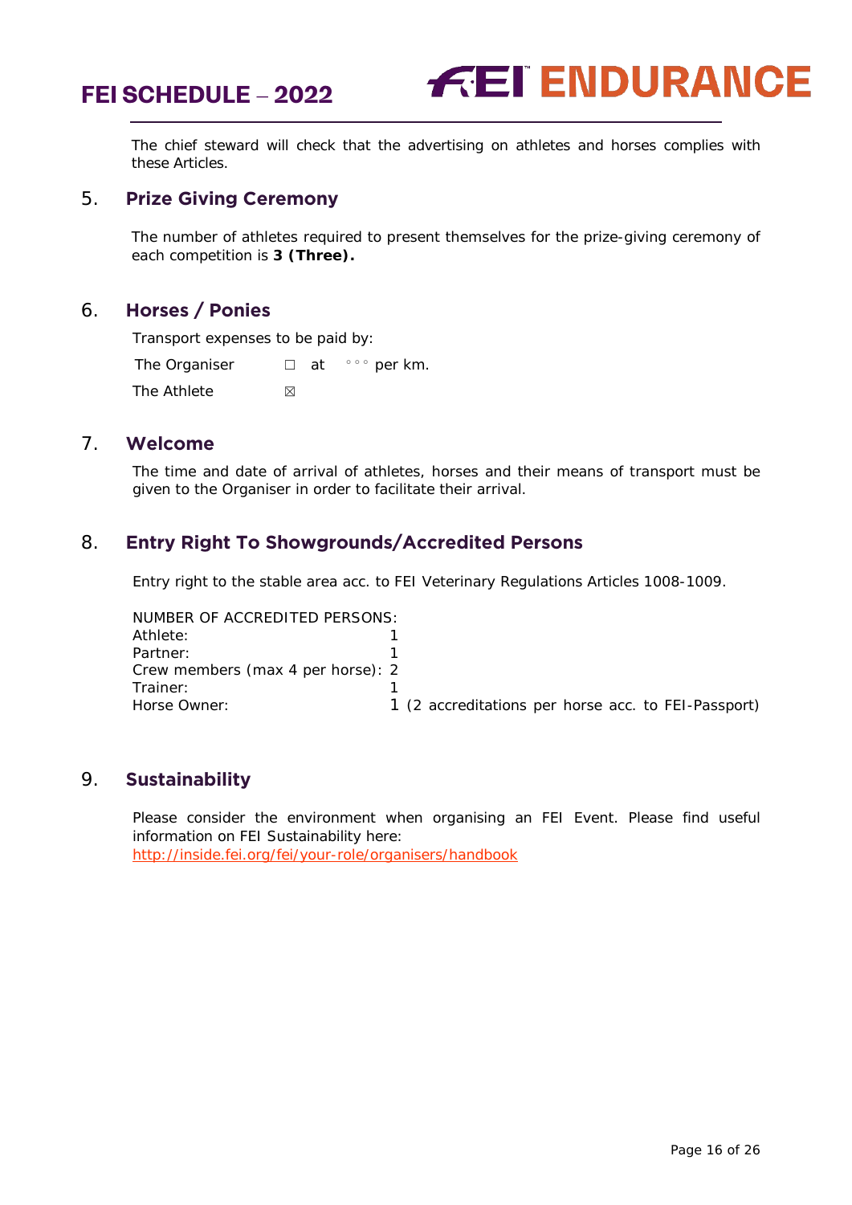The chief steward will check that the advertising on athletes and horses complies with these Articles.

## 5. Prize Giving Ceremony

The number of athletes required to present themselves for the prize-giving ceremony of each competition is **3 (Three).**

## 6. Horses / Ponies

Transport expenses to be paid by:

The Organiser ☐ at °°° per km.

The Athlete ☒

## 7. Welcome

The time and date of arrival of athletes, horses and their means of transport must be given to the Organiser in order to facilitate their arrival.

## 8. Entry Right To Showgrounds/Accredited Persons

Entry right to the stable area acc. to FEI Veterinary Regulations Articles 1008-1009.

NUMBER OF ACCREDITED PERSONS:

| | |
|---|---|
| Athlete: | 1 |
| Partner: | 1 |
| Crew members (max 4 per horse): | 2 |
| Trainer: | 1 |
| Horse Owner: | 1 (2 accreditations per horse acc. to FEI-Passport) |

## 9. Sustainability

Please consider the environment when organising an FEI Event. Please find useful information on FEI Sustainability here:
http://inside.fei.org/fei/your-role/organisers/handbook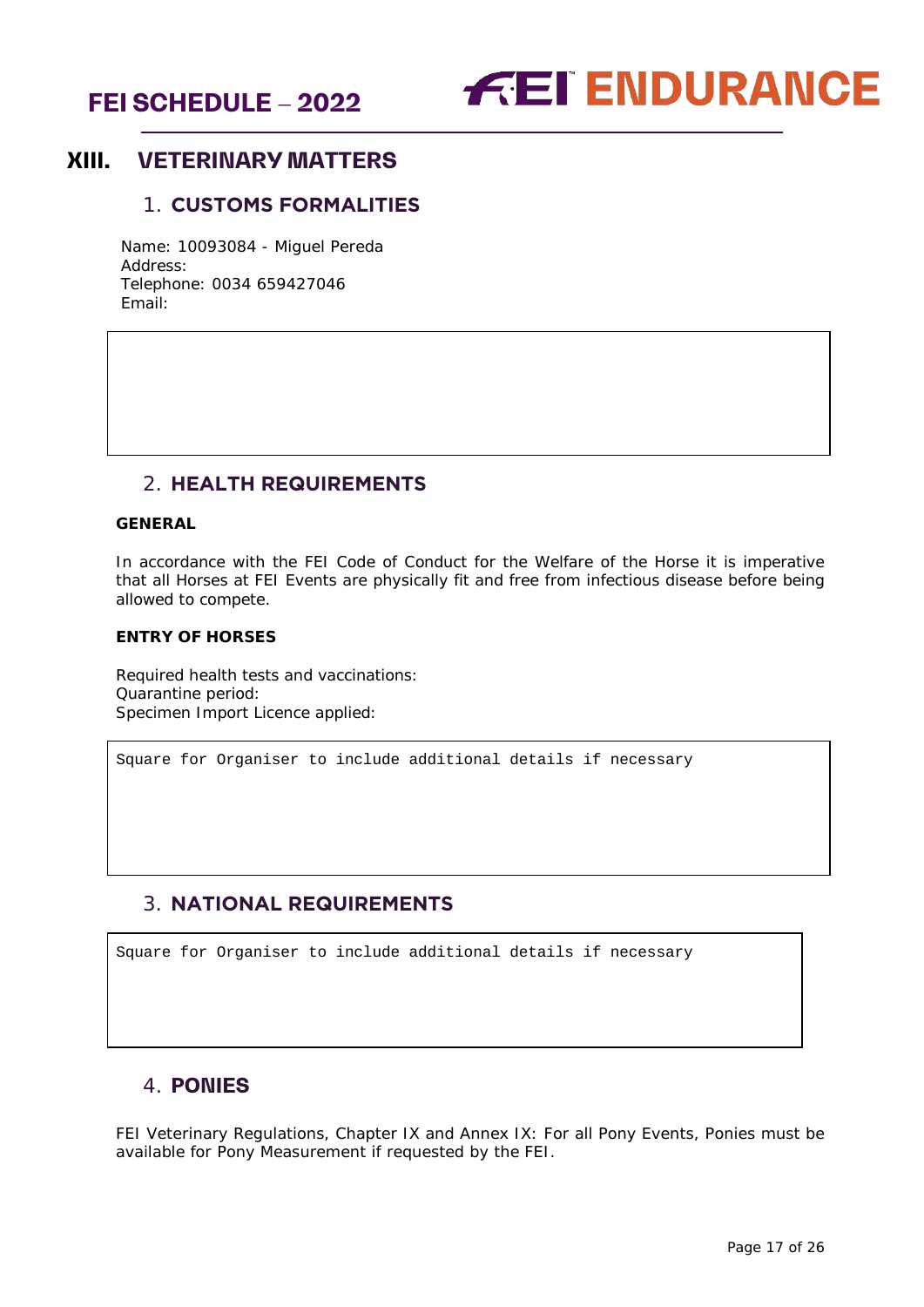# XIII. VETERINARY MATTERS

## 1. CUSTOMS FORMALITIES

Name: 10093084 - Miguel Pereda
Address:
Telephone: 0034 659427046
Email:

## 2. HEALTH REQUIREMENTS

**GENERAL**

In accordance with the FEI Code of Conduct for the Welfare of the Horse it is imperative that all Horses at FEI Events are physically fit and free from infectious disease before being allowed to compete.

**ENTRY OF HORSES**

Required health tests and vaccinations:
Quarantine period:
Specimen Import Licence applied:

```
Square for Organiser to include additional details if necessary
```

## 3. NATIONAL REQUIREMENTS

```
Square for Organiser to include additional details if necessary
```

## 4. PONIES

FEI Veterinary Regulations, Chapter IX and Annex IX: For all Pony Events, Ponies must be available for Pony Measurement if requested by the FEI.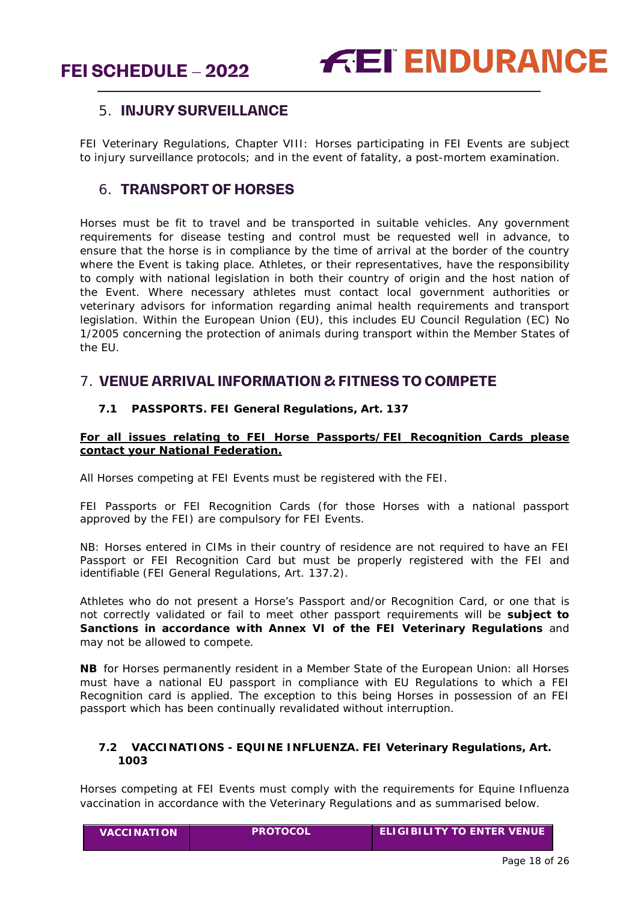## 5. INJURY SURVEILLANCE

FEI Veterinary Regulations, Chapter VIII: Horses participating in FEI Events are subject to injury surveillance protocols; and in the event of fatality, a post-mortem examination.

## 6. TRANSPORT OF HORSES

Horses must be fit to travel and be transported in suitable vehicles. Any government requirements for disease testing and control must be requested well in advance, to ensure that the horse is in compliance by the time of arrival at the border of the country where the Event is taking place. Athletes, or their representatives, have the responsibility to comply with national legislation in both their country of origin and the host nation of the Event. Where necessary athletes must contact local government authorities or veterinary advisors for information regarding animal health requirements and transport legislation. Within the European Union (EU), this includes EU Council Regulation (EC) No 1/2005 concerning the protection of animals during transport within the Member States of the EU.

## 7. VENUE ARRIVAL INFORMATION & FITNESS TO COMPETE

### 7.1 PASSPORTS. FEI General Regulations, Art. 137

**<u>For all issues relating to FEI Horse Passports/FEI Recognition Cards please contact your National Federation.</u>**

All Horses competing at FEI Events must be registered with the FEI.

FEI Passports or FEI Recognition Cards (for those Horses with a national passport approved by the FEI) are compulsory for FEI Events.

NB: Horses entered in CIMs in their country of residence are not required to have an FEI Passport or FEI Recognition Card but must be properly registered with the FEI and identifiable (FEI General Regulations, Art. 137.2).

Athletes who do not present a Horse's Passport and/or Recognition Card, or one that is not correctly validated or fail to meet other passport requirements will be **subject to Sanctions in accordance with Annex VI of the FEI Veterinary Regulations** and may not be allowed to compete.

**NB** for Horses permanently resident in a Member State of the European Union: all Horses must have a national EU passport in compliance with EU Regulations to which a FEI Recognition card is applied. The exception to this being Horses in possession of an FEI passport which has been continually revalidated without interruption.

### 7.2 VACCINATIONS - EQUINE INFLUENZA. FEI Veterinary Regulations, Art. 1003

Horses competing at FEI Events must comply with the requirements for Equine Influenza vaccination in accordance with the Veterinary Regulations and as summarised below.

| VACCINATION | PROTOCOL | ELIGIBILITY TO ENTER VENUE |
| --- | --- | --- |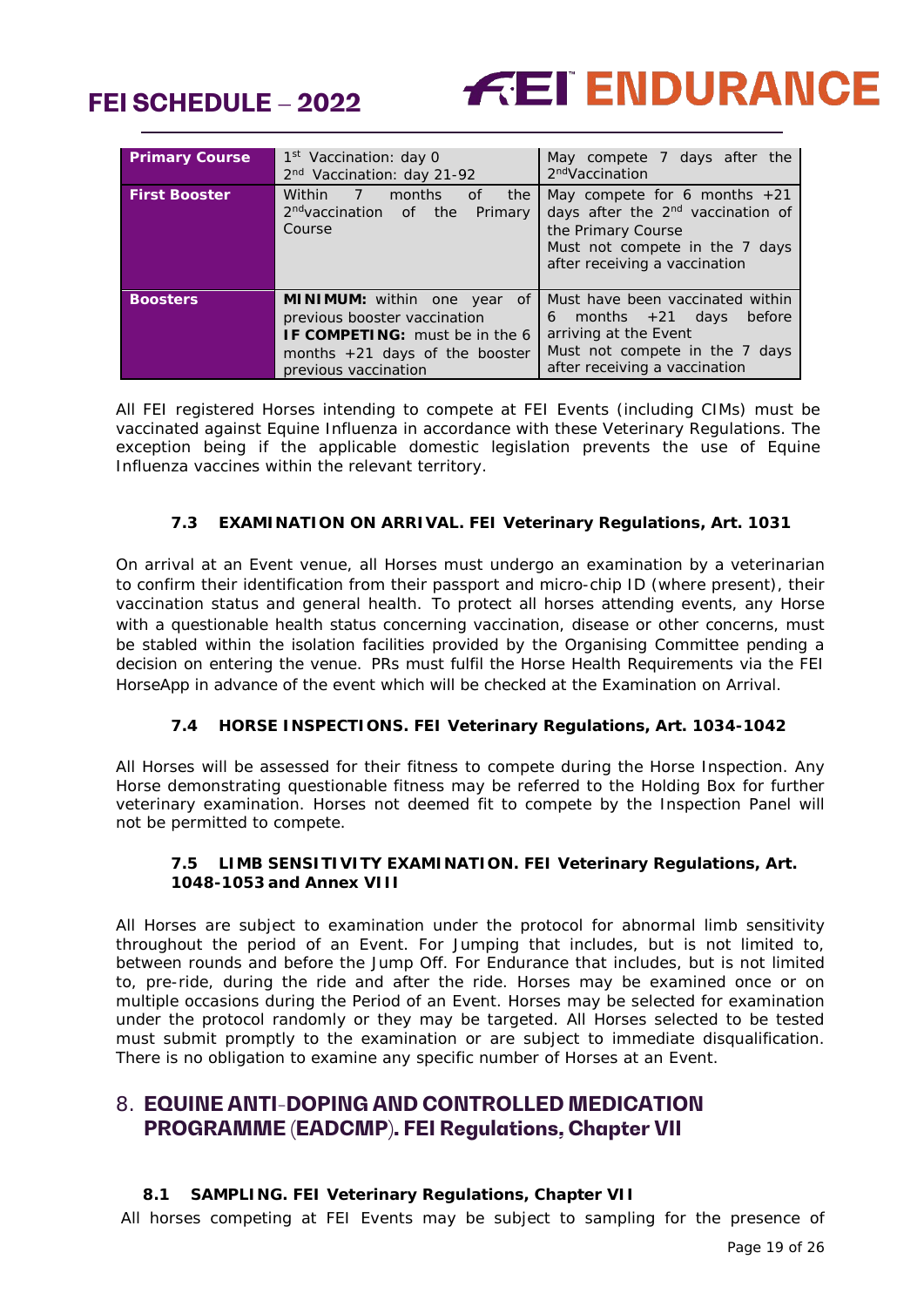| Primary Course | 1st Vaccination: day 0<br>2nd Vaccination: day 21-92 | May compete 7 days after the 2ndVaccination |
|---|---|---|
| **First Booster** | Within 7 months of the 2ndvaccination of the Primary Course | May compete for 6 months +21 days after the 2nd vaccination of the Primary Course<br>Must not compete in the 7 days after receiving a vaccination |
| **Boosters** | **MINIMUM:** within one year of previous booster vaccination<br>**IF COMPETING:** must be in the 6 months +21 days of the booster previous vaccination | Must have been vaccinated within 6 months +21 days before arriving at the Event<br>Must not compete in the 7 days after receiving a vaccination |

All FEI registered Horses intending to compete at FEI Events (including CIMs) must be vaccinated against Equine Influenza in accordance with these Veterinary Regulations. The exception being if the applicable domestic legislation prevents the use of Equine Influenza vaccines within the relevant territory.

### 7.3 EXAMINATION ON ARRIVAL. FEI Veterinary Regulations, Art. 1031

On arrival at an Event venue, all Horses must undergo an examination by a veterinarian to confirm their identification from their passport and micro-chip ID (where present), their vaccination status and general health. To protect all horses attending events, any Horse with a questionable health status concerning vaccination, disease or other concerns, must be stabled within the isolation facilities provided by the Organising Committee pending a decision on entering the venue. PRs must fulfil the Horse Health Requirements via the FEI HorseApp in advance of the event which will be checked at the Examination on Arrival.

### 7.4 HORSE INSPECTIONS. FEI Veterinary Regulations, Art. 1034-1042

All Horses will be assessed for their fitness to compete during the Horse Inspection. Any Horse demonstrating questionable fitness may be referred to the Holding Box for further veterinary examination. Horses not deemed fit to compete by the Inspection Panel will not be permitted to compete.

### 7.5 LIMB SENSITIVITY EXAMINATION. FEI Veterinary Regulations, Art. 1048-1053 and Annex VIII

All Horses are subject to examination under the protocol for abnormal limb sensitivity throughout the period of an Event. For Jumping that includes, but is not limited to, between rounds and before the Jump Off. For Endurance that includes, but is not limited to, pre-ride, during the ride and after the ride. Horses may be examined once or on multiple occasions during the Period of an Event. Horses may be selected for examination under the protocol randomly or they may be targeted. All Horses selected to be tested must submit promptly to the examination or are subject to immediate disqualification. There is no obligation to examine any specific number of Horses at an Event.

## 8. EQUINE ANTI-DOPING AND CONTROLLED MEDICATION PROGRAMME (EADCMP). FEI Regulations, Chapter VII

### 8.1 SAMPLING. FEI Veterinary Regulations, Chapter VII

All horses competing at FEI Events may be subject to sampling for the presence of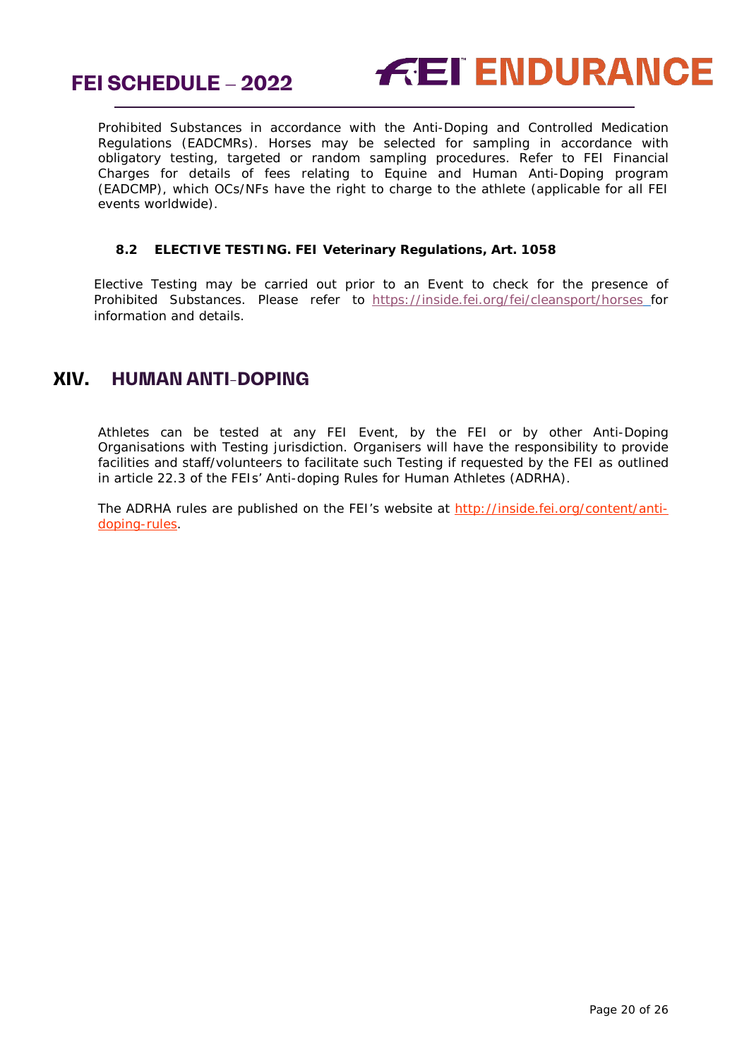Prohibited Substances in accordance with the Anti-Doping and Controlled Medication Regulations (EADCMRs). Horses may be selected for sampling in accordance with obligatory testing, targeted or random sampling procedures. Refer to FEI Financial Charges for details of fees relating to Equine and Human Anti-Doping program (EADCMP), which OCs/NFs have the right to charge to the athlete (applicable for all FEI events worldwide).

### 8.2 ELECTIVE TESTING. FEI Veterinary Regulations, Art. 1058

Elective Testing may be carried out prior to an Event to check for the presence of Prohibited Substances. Please refer to https://inside.fei.org/fei/cleansport/horses for information and details.

## XIV. HUMAN ANTI-DOPING

Athletes can be tested at any FEI Event, by the FEI or by other Anti-Doping Organisations with Testing jurisdiction. Organisers will have the responsibility to provide facilities and staff/volunteers to facilitate such Testing if requested by the FEI as outlined in article 22.3 of the FEIs' Anti-doping Rules for Human Athletes (ADRHA).

The ADRHA rules are published on the FEI's website at http://inside.fei.org/content/anti-doping-rules.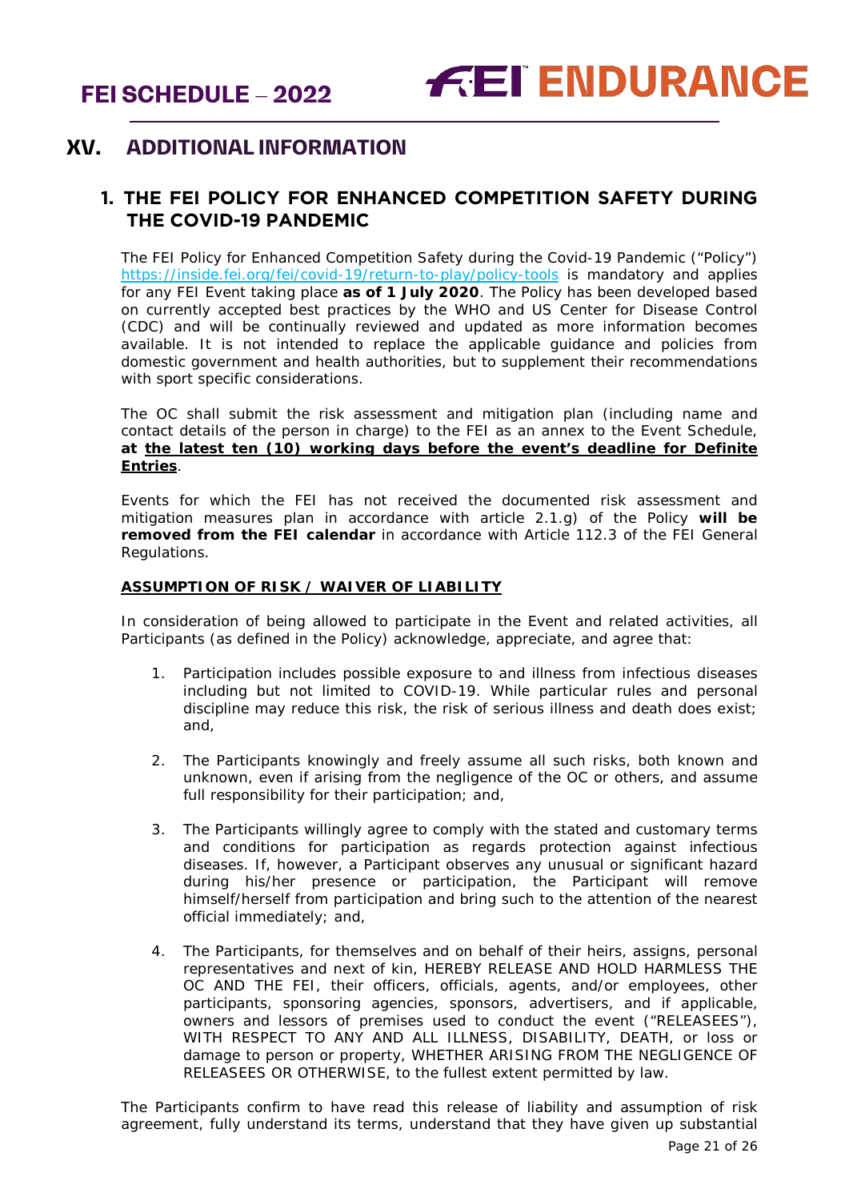# XV. ADDITIONAL INFORMATION

## 1. THE FEI POLICY FOR ENHANCED COMPETITION SAFETY DURING THE COVID-19 PANDEMIC

The FEI Policy for Enhanced Competition Safety during the Covid-19 Pandemic ("Policy") https://inside.fei.org/fei/covid-19/return-to-play/policy-tools is mandatory and applies for any FEI Event taking place **as of 1 July 2020**. The Policy has been developed based on currently accepted best practices by the WHO and US Center for Disease Control (CDC) and will be continually reviewed and updated as more information becomes available. It is not intended to replace the applicable guidance and policies from domestic government and health authorities, but to supplement their recommendations with sport specific considerations.

The OC shall submit the risk assessment and mitigation plan (including name and contact details of the person in charge) to the FEI as an annex to the Event Schedule, **at <u>the latest ten (10) working days before the event's deadline for Definite Entries</u>**.

Events for which the FEI has not received the documented risk assessment and mitigation measures plan in accordance with article 2.1.g) of the Policy **will be removed from the FEI calendar** in accordance with Article 112.3 of the FEI General Regulations.

**<u>ASSUMPTION OF RISK / WAIVER OF LIABILITY</u>**

In consideration of being allowed to participate in the Event and related activities, all Participants (as defined in the Policy) acknowledge, appreciate, and agree that:

1. Participation includes possible exposure to and illness from infectious diseases including but not limited to COVID-19. While particular rules and personal discipline may reduce this risk, the risk of serious illness and death does exist; and,

2. The Participants knowingly and freely assume all such risks, both known and unknown, even if arising from the negligence of the OC or others, and assume full responsibility for their participation; and,

3. The Participants willingly agree to comply with the stated and customary terms and conditions for participation as regards protection against infectious diseases. If, however, a Participant observes any unusual or significant hazard during his/her presence or participation, the Participant will remove himself/herself from participation and bring such to the attention of the nearest official immediately; and,

4. The Participants, for themselves and on behalf of their heirs, assigns, personal representatives and next of kin, HEREBY RELEASE AND HOLD HARMLESS THE OC AND THE FEI, their officers, officials, agents, and/or employees, other participants, sponsoring agencies, sponsors, advertisers, and if applicable, owners and lessors of premises used to conduct the event ("RELEASEES"), WITH RESPECT TO ANY AND ALL ILLNESS, DISABILITY, DEATH, or loss or damage to person or property, WHETHER ARISING FROM THE NEGLIGENCE OF RELEASEES OR OTHERWISE, to the fullest extent permitted by law.

The Participants confirm to have read this release of liability and assumption of risk agreement, fully understand its terms, understand that they have given up substantial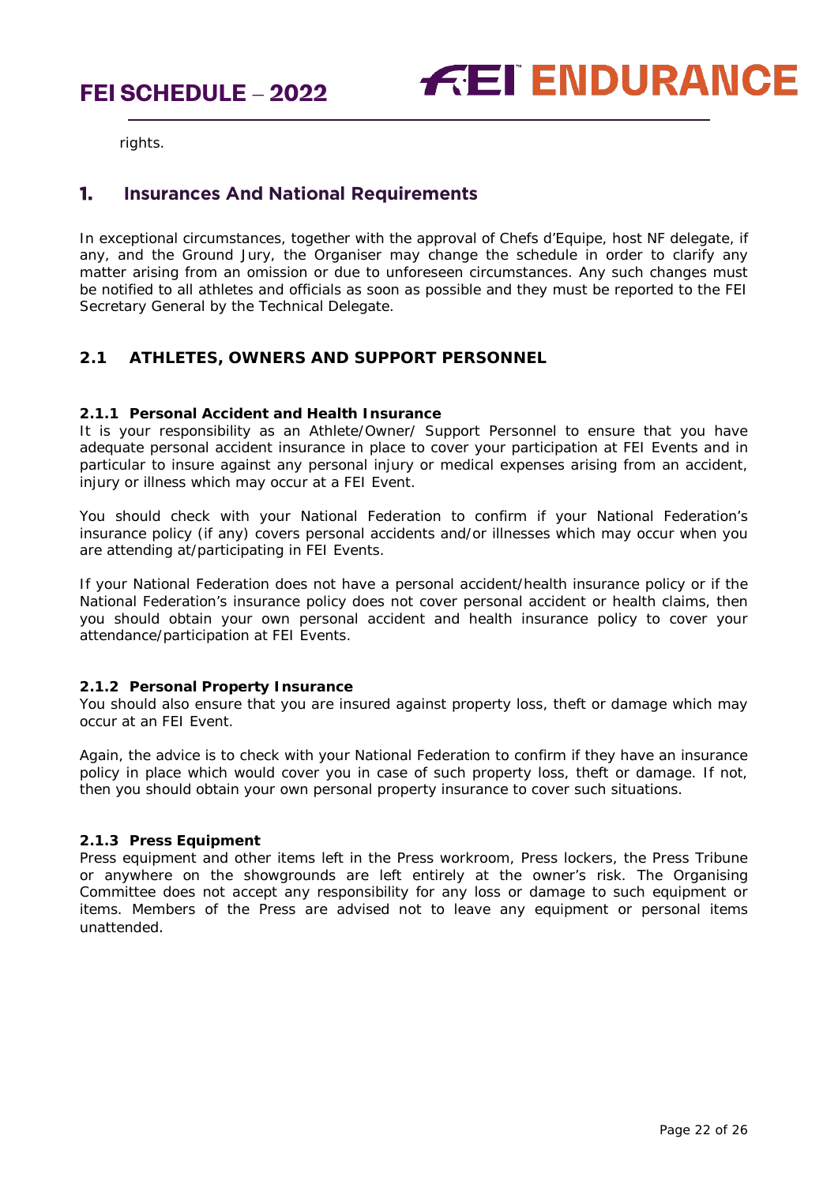rights.

# 1. Insurances And National Requirements

In exceptional circumstances, together with the approval of Chefs d'Equipe, host NF delegate, if any, and the Ground Jury, the Organiser may change the schedule in order to clarify any matter arising from an omission or due to unforeseen circumstances. Any such changes must be notified to all athletes and officials as soon as possible and they must be reported to the FEI Secretary General by the Technical Delegate.

## 2.1 ATHLETES, OWNERS AND SUPPORT PERSONNEL

### 2.1.1 Personal Accident and Health Insurance

It is your responsibility as an Athlete/Owner/ Support Personnel to ensure that you have adequate personal accident insurance in place to cover your participation at FEI Events and in particular to insure against any personal injury or medical expenses arising from an accident, injury or illness which may occur at a FEI Event.

You should check with your National Federation to confirm if your National Federation's insurance policy (if any) covers personal accidents and/or illnesses which may occur when you are attending at/participating in FEI Events.

If your National Federation does not have a personal accident/health insurance policy or if the National Federation's insurance policy does not cover personal accident or health claims, then you should obtain your own personal accident and health insurance policy to cover your attendance/participation at FEI Events.

### 2.1.2 Personal Property Insurance

You should also ensure that you are insured against property loss, theft or damage which may occur at an FEI Event.

Again, the advice is to check with your National Federation to confirm if they have an insurance policy in place which would cover you in case of such property loss, theft or damage. If not, then you should obtain your own personal property insurance to cover such situations.

### 2.1.3 Press Equipment

Press equipment and other items left in the Press workroom, Press lockers, the Press Tribune or anywhere on the showgrounds are left entirely at the owner's risk. The Organising Committee does not accept any responsibility for any loss or damage to such equipment or items. Members of the Press are advised not to leave any equipment or personal items unattended.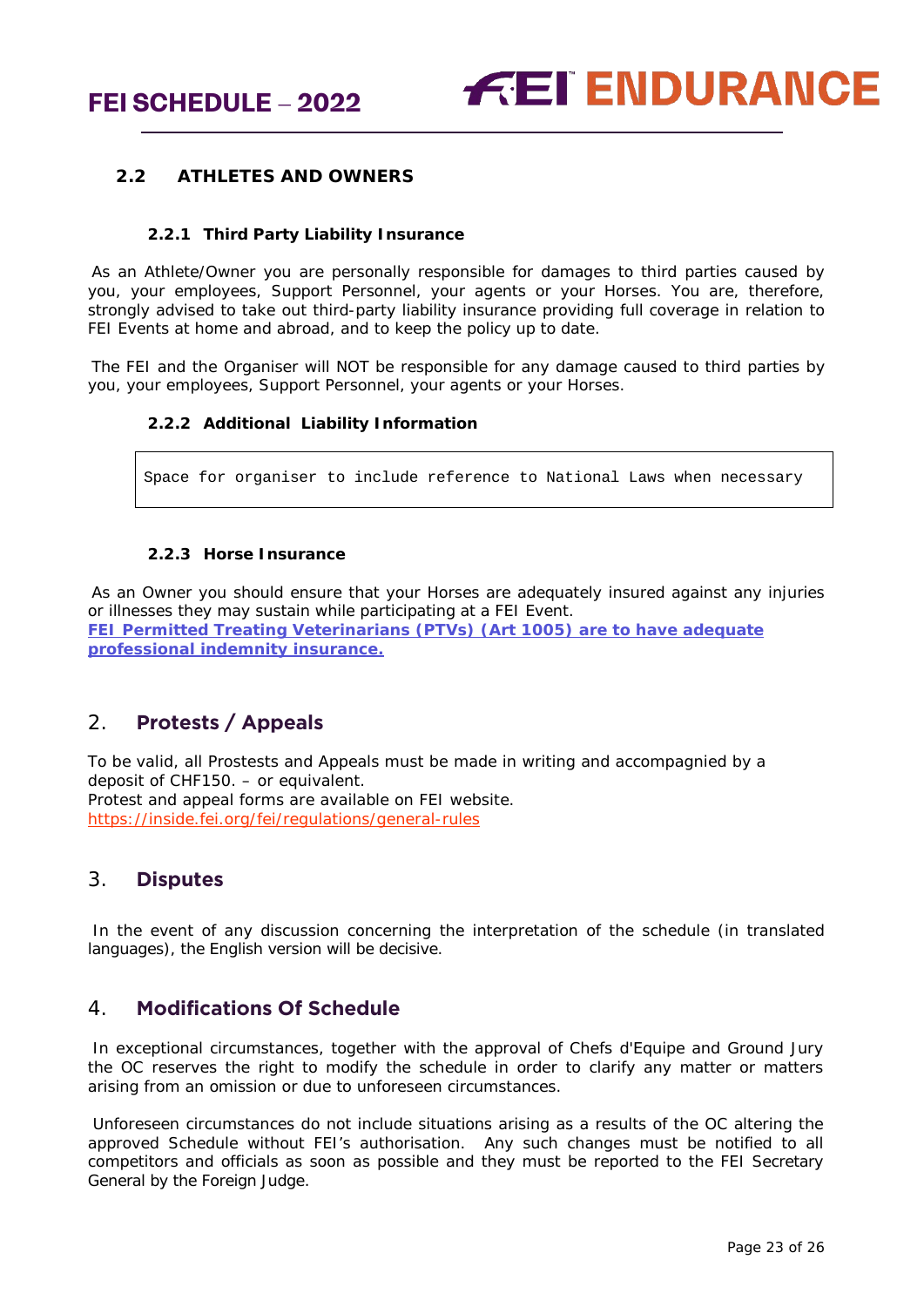### 2.2 ATHLETES AND OWNERS

#### 2.2.1 Third Party Liability Insurance

As an Athlete/Owner you are personally responsible for damages to third parties caused by you, your employees, Support Personnel, your agents or your Horses. You are, therefore, strongly advised to take out third-party liability insurance providing full coverage in relation to FEI Events at home and abroad, and to keep the policy up to date.

The FEI and the Organiser will NOT be responsible for any damage caused to third parties by you, your employees, Support Personnel, your agents or your Horses.

#### 2.2.2 Additional Liability Information

```
Space for organiser to include reference to National Laws when necessary
```

#### 2.2.3 Horse Insurance

As an Owner you should ensure that your Horses are adequately insured against any injuries or illnesses they may sustain while participating at a FEI Event.
**FEI Permitted Treating Veterinarians (PTVs) (Art 1005) are to have adequate professional indemnity insurance.**

## 2. Protests / Appeals

To be valid, all Prostests and Appeals must be made in writing and accompagnied by a deposit of CHF150. – or equivalent.
Protest and appeal forms are available on FEI website.
https://inside.fei.org/fei/regulations/general-rules

## 3. Disputes

In the event of any discussion concerning the interpretation of the schedule (in translated languages), the English version will be decisive.

## 4. Modifications Of Schedule

In exceptional circumstances, together with the approval of Chefs d'Equipe and Ground Jury the OC reserves the right to modify the schedule in order to clarify any matter or matters arising from an omission or due to unforeseen circumstances.

Unforeseen circumstances do not include situations arising as a results of the OC altering the approved Schedule without FEI's authorisation. Any such changes must be notified to all competitors and officials as soon as possible and they must be reported to the FEI Secretary General by the Foreign Judge.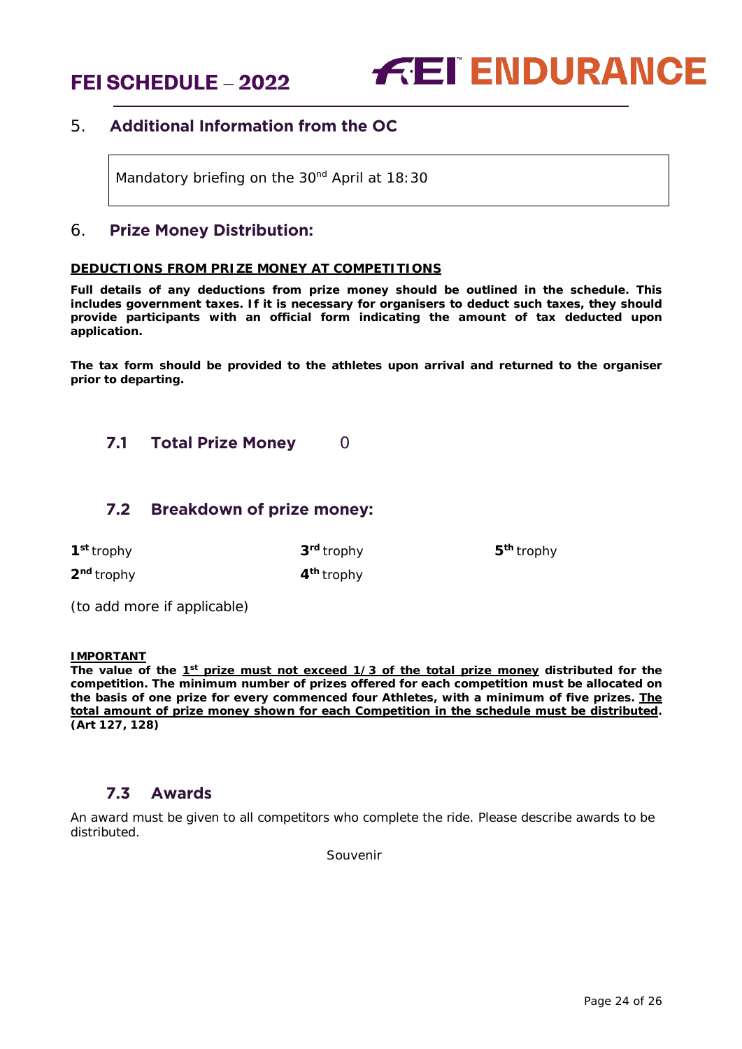## 5. Additional Information from the OC

Mandatory briefing on the 30nd April at 18:30

## 6. Prize Money Distribution:

**DEDUCTIONS FROM PRIZE MONEY AT COMPETITIONS**

**Full details of any deductions from prize money should be outlined in the schedule. This includes government taxes. If it is necessary for organisers to deduct such taxes, they should provide participants with an official form indicating the amount of tax deducted upon application.**

**The tax form should be provided to the athletes upon arrival and returned to the organiser prior to departing.**

### 7.1 Total Prize Money 0

### 7.2 Breakdown of prize money:

**1st** trophy

**2nd** trophy

**3rd** trophy

**4th** trophy

**5th** trophy

(to add more if applicable)

**IMPORTANT**

**The value of the 1st prize must not exceed 1/3 of the total prize money distributed for the competition. The minimum number of prizes offered for each competition must be allocated on the basis of one prize for every commenced four Athletes, with a minimum of five prizes. The total amount of prize money shown for each Competition in the schedule must be distributed. (Art 127, 128)**

### 7.3 Awards

An award must be given to all competitors who complete the ride. Please describe awards to be distributed.

Souvenir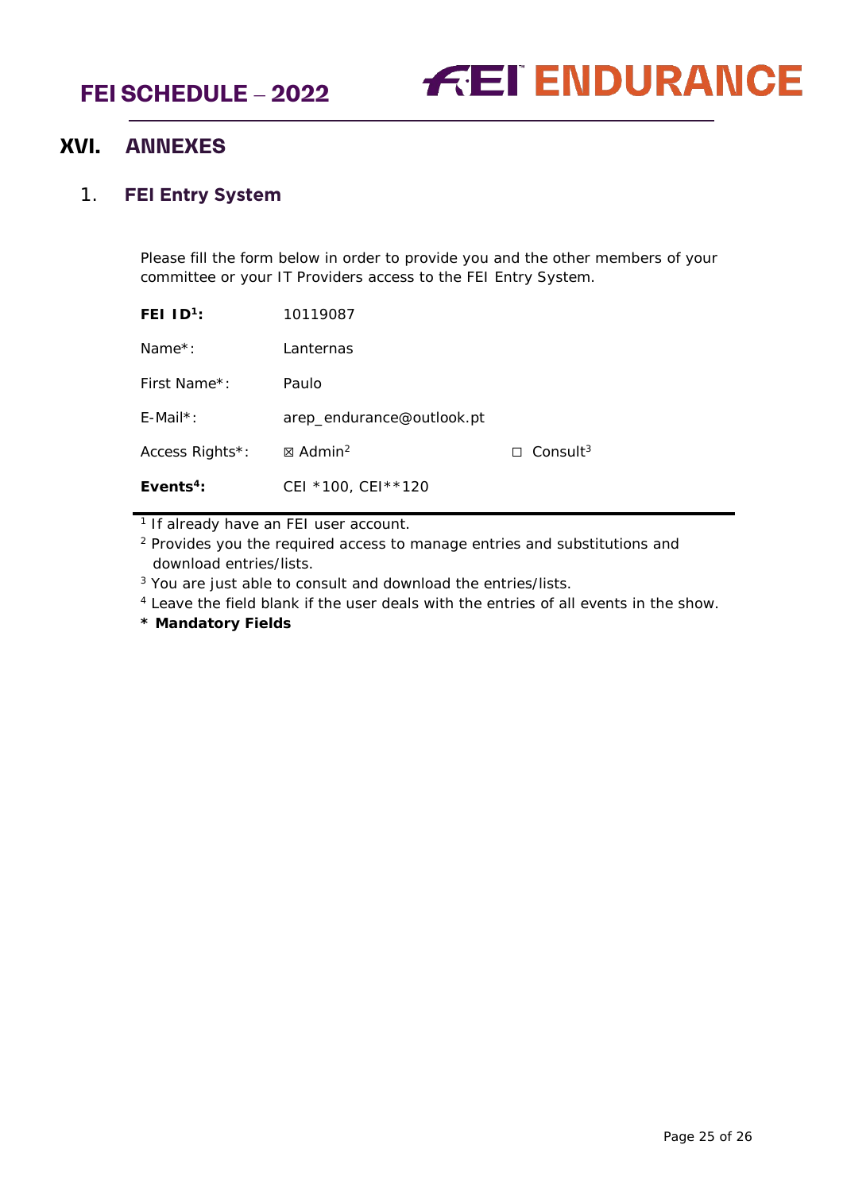# XVI. ANNEXES

## 1. FEI Entry System

Please fill the form below in order to provide you and the other members of your committee or your IT Providers access to the FEI Entry System.

| | | |
|---|---|---|
| **FEI ID[1]:** | 10119087 | |
| Name*: | Lanternas | |
| First Name*: | Paulo | |
| E-Mail*: | arep_endurance@outlook.pt | |
| Access Rights*: | ☒ Admin[2] | ☐ Consult[3] |
| **Events[4]:** | CEI *100, CEI**120 | |

[1] If already have an FEI user account.

[2] Provides you the required access to manage entries and substitutions and download entries/lists.

[3] You are just able to consult and download the entries/lists.

[4] Leave the field blank if the user deals with the entries of all events in the show.

**\* Mandatory Fields**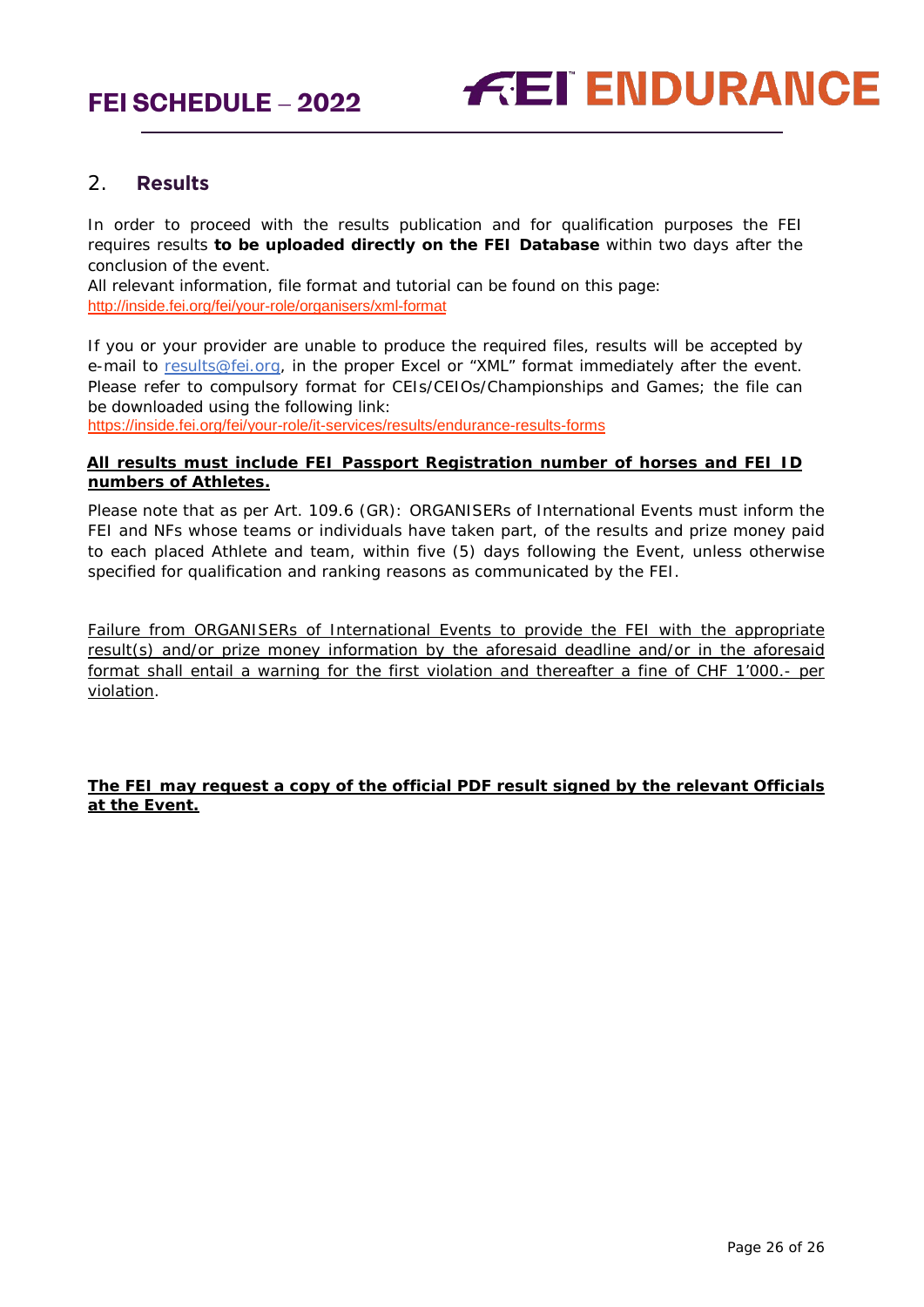## 2. Results

In order to proceed with the results publication and for qualification purposes the FEI requires results **to be uploaded directly on the FEI Database** within two days after the conclusion of the event.
All relevant information, file format and tutorial can be found on this page:
http://inside.fei.org/fei/your-role/organisers/xml-format

If you or your provider are unable to produce the required files, results will be accepted by e-mail to results@fei.org, in the proper Excel or "XML" format immediately after the event. Please refer to compulsory format for CEIs/CEIOs/Championships and Games; the file can be downloaded using the following link:
https://inside.fei.org/fei/your-role/it-services/results/endurance-results-forms

**<u>All results must include FEI Passport Registration number of horses and FEI ID numbers of Athletes.</u>**

Please note that as per Art. 109.6 (GR): ORGANISERs of International Events must inform the FEI and NFs whose teams or individuals have taken part, of the results and prize money paid to each placed Athlete and team, within five (5) days following the Event, unless otherwise specified for qualification and ranking reasons as communicated by the FEI.

<u>Failure from ORGANISERs of International Events to provide the FEI with the appropriate result(s) and/or prize money information by the aforesaid deadline and/or in the aforesaid format shall entail a warning for the first violation and thereafter a fine of CHF 1'000.- per violation</u>.

**<u>The FEI may request a copy of the official PDF result signed by the relevant Officials at the Event.</u>**